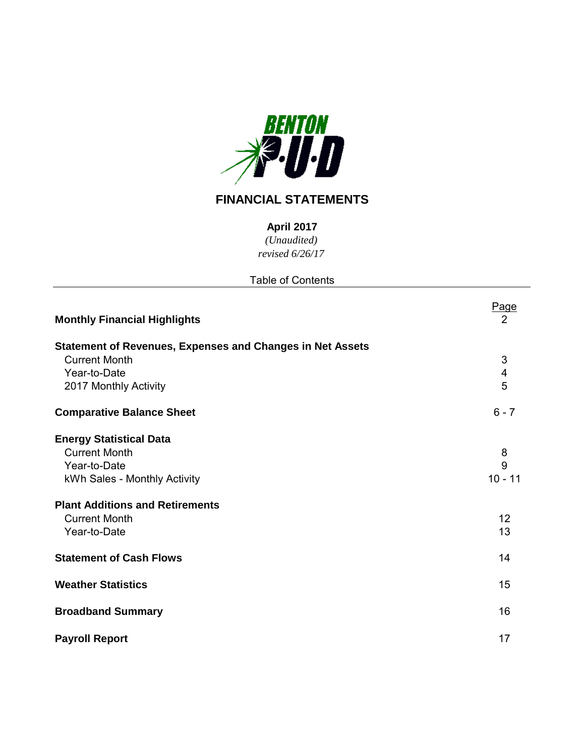BENTON P·U·D

# FINANCIAL STATEMENTS

**April 2017**

*(Unaudited)*

*revised 6/26/17*

Table of Contents

| | Page |
|---|---|
| **Monthly Financial Highlights** | 2 |
| **Statement of Revenues, Expenses and Changes in Net Assets** | |
| Current Month | 3 |
| Year-to-Date | 4 |
| 2017 Monthly Activity | 5 |
| **Comparative Balance Sheet** | 6 - 7 |
| **Energy Statistical Data** | |
| Current Month | 8 |
| Year-to-Date | 9 |
| kWh Sales - Monthly Activity | 10 - 11 |
| **Plant Additions and Retirements** | |
| Current Month | 12 |
| Year-to-Date | 13 |
| **Statement of Cash Flows** | 14 |
| **Weather Statistics** | 15 |
| **Broadband Summary** | 16 |
| **Payroll Report** | 17 |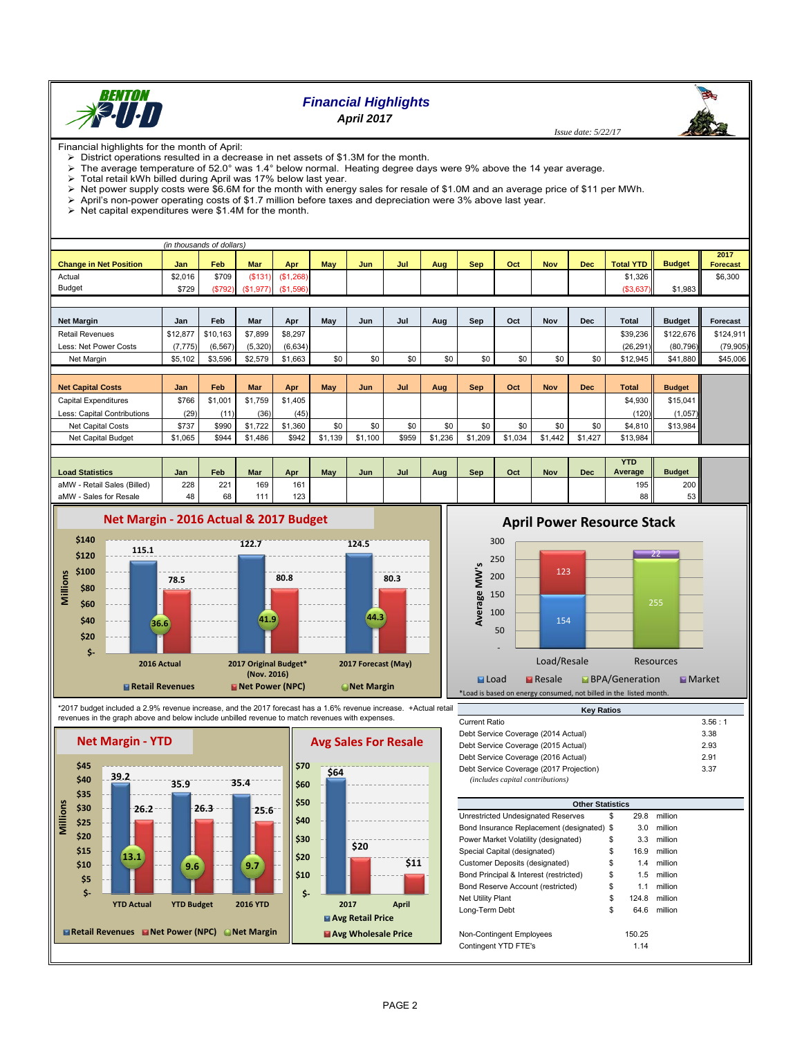# Financial Highlights

*April 2017*

*Issue date: 5/22/17*

Financial highlights for the month of April:

- District operations resulted in a decrease in net assets of $1.3M for the month.
- The average temperature of 52.0° was 1.4° below normal. Heating degree days were 9% above the 14 year average.
- Total retail kWh billed during April was 17% below last year.
- Net power supply costs were $6.6M for the month with energy sales for resale of $1.0M and an average price of $11 per MWh.
- April's non-power operating costs of $1.7 million before taxes and depreciation were 3% above last year.
- Net capital expenditures were $1.4M for the month.

*(in thousands of dollars)*

| Change in Net Position | Jan | Feb | Mar | Apr | May | Jun | Jul | Aug | Sep | Oct | Nov | Dec | Total YTD | Budget | 2017 Forecast |
|---|---|---|---|---|---|---|---|---|---|---|---|---|---|---|---|
| Actual | $2,016 | $709 | ($131) | ($1,268) | | | | | | | | | $1,326 | | $6,300 |
| Budget | $729 | ($792) | ($1,977) | ($1,596) | | | | | | | | | ($3,637) | $1,983 | |

| Net Margin | Jan | Feb | Mar | Apr | May | Jun | Jul | Aug | Sep | Oct | Nov | Dec | Total | Budget | Forecast |
|---|---|---|---|---|---|---|---|---|---|---|---|---|---|---|---|
| Retail Revenues | $12,877 | $10,163 | $7,899 | $8,297 | | | | | | | | | $39,236 | $122,676 | $124,911 |
| Less: Net Power Costs | (7,775) | (6,567) | (5,320) | (6,634) | | | | | | | | | (26,291) | (80,796) | (79,905) |
| Net Margin | $5,102 | $3,596 | $2,579 | $1,663 | $0 | $0 | $0 | $0 | $0 | $0 | $0 | $0 | $12,945 | $41,880 | $45,006 |

| Net Capital Costs | Jan | Feb | Mar | Apr | May | Jun | Jul | Aug | Sep | Oct | Nov | Dec | Total | Budget |
|---|---|---|---|---|---|---|---|---|---|---|---|---|---|---|
| Capital Expenditures | $766 | $1,001 | $1,759 | $1,405 | | | | | | | | | $4,930 | $15,041 |
| Less: Capital Contributions | (29) | (11) | (36) | (45) | | | | | | | | | (120) | (1,057) |
| Net Capital Costs | $737 | $990 | $1,722 | $1,360 | $0 | $0 | $0 | $0 | $0 | $0 | $0 | $0 | $4,810 | $13,984 |
| Net Capital Budget | $1,065 | $944 | $1,486 | $942 | $1,139 | $1,100 | $959 | $1,236 | $1,209 | $1,034 | $1,442 | $1,427 | $13,984 | |

| Load Statistics | Jan | Feb | Mar | Apr | May | Jun | Jul | Aug | Sep | Oct | Nov | Dec | YTD Average | Budget |
|---|---|---|---|---|---|---|---|---|---|---|---|---|---|---|
| aMW - Retail Sales (Billed) | 228 | 221 | 169 | 161 | | | | | | | | | 195 | 200 |
| aMW - Sales for Resale | 48 | 68 | 111 | 123 | | | | | | | | | 88 | 53 |

## Net Margin - 2016 Actual & 2017 Budget

| (Millions) | Retail Revenues | Net Power (NPC) | Net Margin |
|---|---|---|---|
| 2016 Actual | 115.1 | 78.5 | 36.6 |
| 2017 Original Budget* (Nov. 2016) | 122.7 | 80.8 | 41.9 |
| 2017 Forecast (May) | 124.5 | 80.3 | 44.3 |

## April Power Resource Stack

| Average MW's | Load | Resale | BPA/Generation | Market |
|---|---|---|---|---|
| Load/Resale | 154 | 123 | | |
| Resources | | | 255 | 22 |

*Load is based on energy consumed, not billed in the listed month.

*2017 budget included a 2.9% revenue increase, and the 2017 forecast has a 1.6% revenue increase. +Actual retail revenues in the graph above and below include unbilled revenue to match revenues with expenses.

## Net Margin - YTD

| (Millions) | Retail Revenues | Net Power (NPC) | Net Margin |
|---|---|---|---|
| YTD Actual | 39.2 | 26.2 | 13.1 |
| YTD Budget | 35.9 | 26.3 | 9.6 |
| 2016 YTD | 35.4 | 25.6 | 9.7 |

## Avg Sales For Resale

| | Avg Retail Price | Avg Wholesale Price |
|---|---|---|
| 2017 | $64 | $20 |
| April | | $11 |

| Key Ratios | |
|---|---|
| Current Ratio | 3.56 : 1 |
| Debt Service Coverage (2014 Actual) | 3.38 |
| Debt Service Coverage (2015 Actual) | 2.93 |
| Debt Service Coverage (2016 Actual) | 2.91 |
| Debt Service Coverage (2017 Projection) *(includes capital contributions)* | 3.37 |

| Other Statistics | | | |
|---|---|---|---|
| Unrestricted Undesignated Reserves | $ | 29.8 | million |
| Bond Insurance Replacement (designated) | $ | 3.0 | million |
| Power Market Volatility (designated) | $ | 3.3 | million |
| Special Capital (designated) | $ | 16.9 | million |
| Customer Deposits (designated) | $ | 1.4 | million |
| Bond Principal & Interest (restricted) | $ | 1.5 | million |
| Bond Reserve Account (restricted) | $ | 1.1 | million |
| Net Utility Plant | $ | 124.8 | million |
| Long-Term Debt | $ | 64.6 | million |
| Non-Contingent Employees | | 150.25 | |
| Contingent YTD FTE's | | 1.14 | |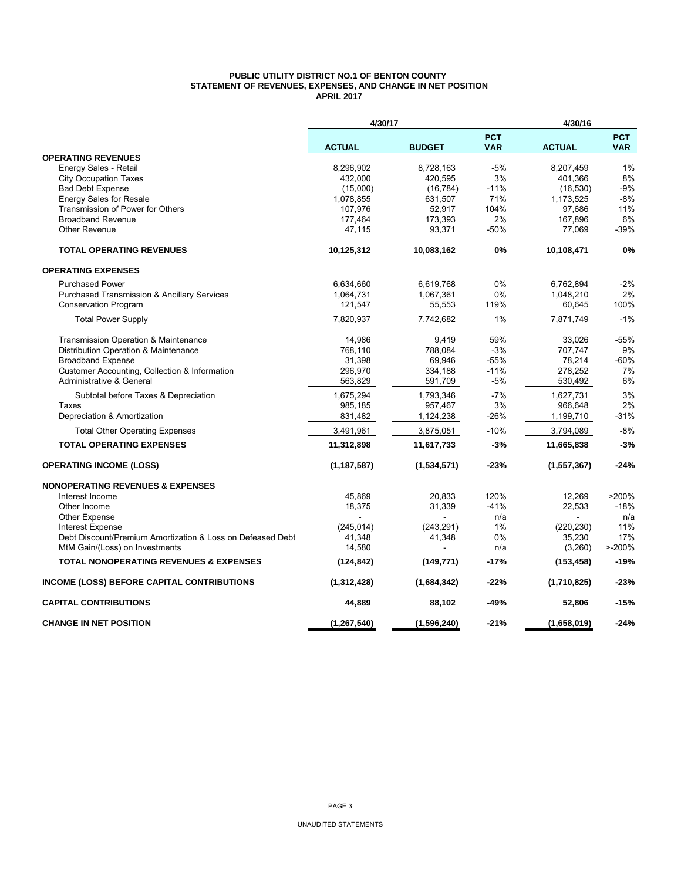**PUBLIC UTILITY DISTRICT NO.1 OF BENTON COUNTY**
**STATEMENT OF REVENUES, EXPENSES, AND CHANGE IN NET POSITION**
**APRIL 2017**

| | 4/30/17 | | | 4/30/16 | |
|---|---|---|---|---|---|
| | **ACTUAL** | **BUDGET** | **PCT VAR** | **ACTUAL** | **PCT VAR** |
| **OPERATING REVENUES** | | | | | |
| Energy Sales - Retail | 8,296,902 | 8,728,163 | -5% | 8,207,459 | 1% |
| City Occupation Taxes | 432,000 | 420,595 | 3% | 401,366 | 8% |
| Bad Debt Expense | (15,000) | (16,784) | -11% | (16,530) | -9% |
| Energy Sales for Resale | 1,078,855 | 631,507 | 71% | 1,173,525 | -8% |
| Transmission of Power for Others | 107,976 | 52,917 | 104% | 97,686 | 11% |
| Broadband Revenue | 177,464 | 173,393 | 2% | 167,896 | 6% |
| Other Revenue | 47,115 | 93,371 | -50% | 77,069 | -39% |
| **TOTAL OPERATING REVENUES** | **10,125,312** | **10,083,162** | **0%** | **10,108,471** | **0%** |
| **OPERATING EXPENSES** | | | | | |
| Purchased Power | 6,634,660 | 6,619,768 | 0% | 6,762,894 | -2% |
| Purchased Transmission & Ancillary Services | 1,064,731 | 1,067,361 | 0% | 1,048,210 | 2% |
| Conservation Program | 121,547 | 55,553 | 119% | 60,645 | 100% |
| Total Power Supply | 7,820,937 | 7,742,682 | 1% | 7,871,749 | -1% |
| Transmission Operation & Maintenance | 14,986 | 9,419 | 59% | 33,026 | -55% |
| Distribution Operation & Maintenance | 768,110 | 788,084 | -3% | 707,747 | 9% |
| Broadband Expense | 31,398 | 69,946 | -55% | 78,214 | -60% |
| Customer Accounting, Collection & Information | 296,970 | 334,188 | -11% | 278,252 | 7% |
| Administrative & General | 563,829 | 591,709 | -5% | 530,492 | 6% |
| Subtotal before Taxes & Depreciation | 1,675,294 | 1,793,346 | -7% | 1,627,731 | 3% |
| Taxes | 985,185 | 957,467 | 3% | 966,648 | 2% |
| Depreciation & Amortization | 831,482 | 1,124,238 | -26% | 1,199,710 | -31% |
| Total Other Operating Expenses | 3,491,961 | 3,875,051 | -10% | 3,794,089 | -8% |
| **TOTAL OPERATING EXPENSES** | **11,312,898** | **11,617,733** | **-3%** | **11,665,838** | **-3%** |
| **OPERATING INCOME (LOSS)** | **(1,187,587)** | **(1,534,571)** | **-23%** | **(1,557,367)** | **-24%** |
| **NONOPERATING REVENUES & EXPENSES** | | | | | |
| Interest Income | 45,869 | 20,833 | 120% | 12,269 | >200% |
| Other Income | 18,375 | 31,339 | -41% | 22,533 | -18% |
| Other Expense | - | - | n/a | - | n/a |
| Interest Expense | (245,014) | (243,291) | 1% | (220,230) | 11% |
| Debt Discount/Premium Amortization & Loss on Defeased Debt | 41,348 | 41,348 | 0% | 35,230 | 17% |
| MtM Gain/(Loss) on Investments | 14,580 | - | n/a | (3,260) | >-200% |
| **TOTAL NONOPERATING REVENUES & EXPENSES** | **(124,842)** | **(149,771)** | **-17%** | **(153,458)** | **-19%** |
| **INCOME (LOSS) BEFORE CAPITAL CONTRIBUTIONS** | **(1,312,428)** | **(1,684,342)** | **-22%** | **(1,710,825)** | **-23%** |
| **CAPITAL CONTRIBUTIONS** | **44,889** | **88,102** | **-49%** | **52,806** | **-15%** |
| **CHANGE IN NET POSITION** | **(1,267,540)** | **(1,596,240)** | **-21%** | **(1,658,019)** | **-24%** |

UNAUDITED STATEMENTS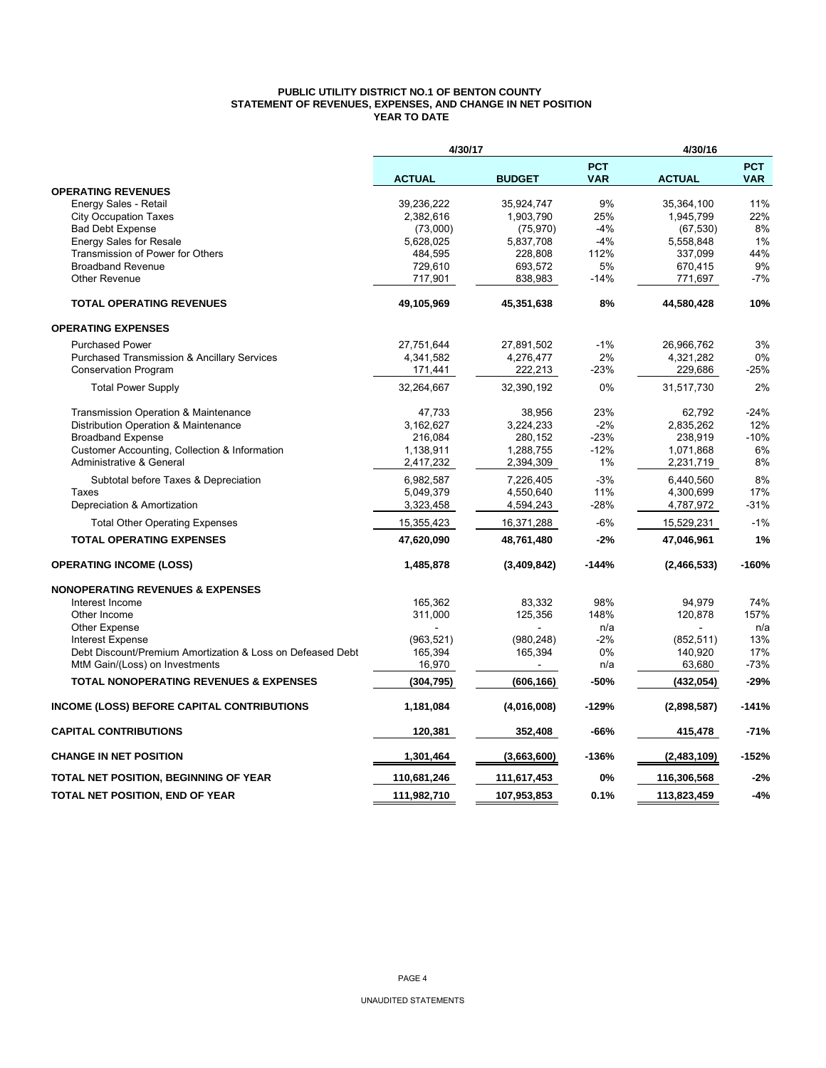# PUBLIC UTILITY DISTRICT NO.1 OF BENTON COUNTY
## STATEMENT OF REVENUES, EXPENSES, AND CHANGE IN NET POSITION
### YEAR TO DATE

| | 4/30/17 | | | 4/30/16 | |
|---|---|---|---|---|---|
| | **ACTUAL** | **BUDGET** | **PCT VAR** | **ACTUAL** | **PCT VAR** |
| **OPERATING REVENUES** | | | | | |
| Energy Sales - Retail | 39,236,222 | 35,924,747 | 9% | 35,364,100 | 11% |
| City Occupation Taxes | 2,382,616 | 1,903,790 | 25% | 1,945,799 | 22% |
| Bad Debt Expense | (73,000) | (75,970) | -4% | (67,530) | 8% |
| Energy Sales for Resale | 5,628,025 | 5,837,708 | -4% | 5,558,848 | 1% |
| Transmission of Power for Others | 484,595 | 228,808 | 112% | 337,099 | 44% |
| Broadband Revenue | 729,610 | 693,572 | 5% | 670,415 | 9% |
| Other Revenue | 717,901 | 838,983 | -14% | 771,697 | -7% |
| **TOTAL OPERATING REVENUES** | **49,105,969** | **45,351,638** | **8%** | **44,580,428** | **10%** |
| **OPERATING EXPENSES** | | | | | |
| Purchased Power | 27,751,644 | 27,891,502 | -1% | 26,966,762 | 3% |
| Purchased Transmission & Ancillary Services | 4,341,582 | 4,276,477 | 2% | 4,321,282 | 0% |
| Conservation Program | 171,441 | 222,213 | -23% | 229,686 | -25% |
| Total Power Supply | 32,264,667 | 32,390,192 | 0% | 31,517,730 | 2% |
| Transmission Operation & Maintenance | 47,733 | 38,956 | 23% | 62,792 | -24% |
| Distribution Operation & Maintenance | 3,162,627 | 3,224,233 | -2% | 2,835,262 | 12% |
| Broadband Expense | 216,084 | 280,152 | -23% | 238,919 | -10% |
| Customer Accounting, Collection & Information | 1,138,911 | 1,288,755 | -12% | 1,071,868 | 6% |
| Administrative & General | 2,417,232 | 2,394,309 | 1% | 2,231,719 | 8% |
| Subtotal before Taxes & Depreciation | 6,982,587 | 7,226,405 | -3% | 6,440,560 | 8% |
| Taxes | 5,049,379 | 4,550,640 | 11% | 4,300,699 | 17% |
| Depreciation & Amortization | 3,323,458 | 4,594,243 | -28% | 4,787,972 | -31% |
| Total Other Operating Expenses | 15,355,423 | 16,371,288 | -6% | 15,529,231 | -1% |
| **TOTAL OPERATING EXPENSES** | **47,620,090** | **48,761,480** | **-2%** | **47,046,961** | **1%** |
| **OPERATING INCOME (LOSS)** | **1,485,878** | **(3,409,842)** | **-144%** | **(2,466,533)** | **-160%** |
| **NONOPERATING REVENUES & EXPENSES** | | | | | |
| Interest Income | 165,362 | 83,332 | 98% | 94,979 | 74% |
| Other Income | 311,000 | 125,356 | 148% | 120,878 | 157% |
| Other Expense | - | - | n/a | - | n/a |
| Interest Expense | (963,521) | (980,248) | -2% | (852,511) | 13% |
| Debt Discount/Premium Amortization & Loss on Defeased Debt | 165,394 | 165,394 | 0% | 140,920 | 17% |
| MtM Gain/(Loss) on Investments | 16,970 | - | n/a | 63,680 | -73% |
| **TOTAL NONOPERATING REVENUES & EXPENSES** | **(304,795)** | **(606,166)** | **-50%** | **(432,054)** | **-29%** |
| **INCOME (LOSS) BEFORE CAPITAL CONTRIBUTIONS** | **1,181,084** | **(4,016,008)** | **-129%** | **(2,898,587)** | **-141%** |
| **CAPITAL CONTRIBUTIONS** | **120,381** | **352,408** | **-66%** | **415,478** | **-71%** |
| **CHANGE IN NET POSITION** | **1,301,464** | **(3,663,600)** | **-136%** | **(2,483,109)** | **-152%** |
| **TOTAL NET POSITION, BEGINNING OF YEAR** | **110,681,246** | **111,617,453** | **0%** | **116,306,568** | **-2%** |
| **TOTAL NET POSITION, END OF YEAR** | **111,982,710** | **107,953,853** | **0.1%** | **113,823,459** | **-4%** |

UNAUDITED STATEMENTS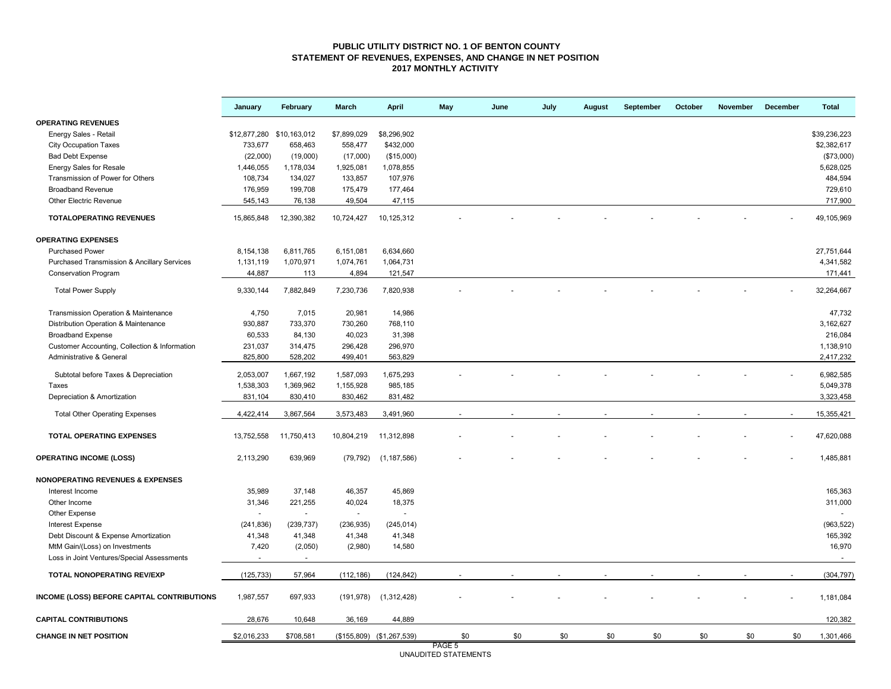# PUBLIC UTILITY DISTRICT NO. 1 OF BENTON COUNTY
## STATEMENT OF REVENUES, EXPENSES, AND CHANGE IN NET POSITION
### 2017 MONTHLY ACTIVITY

| | January | February | March | April | May | June | July | August | September | October | November | December | Total |
|---|---|---|---|---|---|---|---|---|---|---|---|---|---|
| **OPERATING REVENUES** | | | | | | | | | | | | | |
| Energy Sales - Retail | $12,877,280 | $10,163,012 | $7,899,029 | $8,296,902 | | | | | | | | | $39,236,223 |
| City Occupation Taxes | 733,677 | 658,463 | 558,477 | $432,000 | | | | | | | | | $2,382,617 |
| Bad Debt Expense | (22,000) | (19,000) | (17,000) | ($15,000) | | | | | | | | | ($73,000) |
| Energy Sales for Resale | 1,446,055 | 1,178,034 | 1,925,081 | 1,078,855 | | | | | | | | | 5,628,025 |
| Transmission of Power for Others | 108,734 | 134,027 | 133,857 | 107,976 | | | | | | | | | 484,594 |
| Broadband Revenue | 176,959 | 199,708 | 175,479 | 177,464 | | | | | | | | | 729,610 |
| Other Electric Revenue | 545,143 | 76,138 | 49,504 | 47,115 | | | | | | | | | 717,900 |
| **TOTALOPERATING REVENUES** | 15,865,848 | 12,390,382 | 10,724,427 | 10,125,312 | - | - | - | - | - | - | - | - | 49,105,969 |
| **OPERATING EXPENSES** | | | | | | | | | | | | | |
| Purchased Power | 8,154,138 | 6,811,765 | 6,151,081 | 6,634,660 | | | | | | | | | 27,751,644 |
| Purchased Transmission & Ancillary Services | 1,131,119 | 1,070,971 | 1,074,761 | 1,064,731 | | | | | | | | | 4,341,582 |
| Conservation Program | 44,887 | 113 | 4,894 | 121,547 | | | | | | | | | 171,441 |
| Total Power Supply | 9,330,144 | 7,882,849 | 7,230,736 | 7,820,938 | - | - | - | - | - | - | - | - | 32,264,667 |
| Transmission Operation & Maintenance | 4,750 | 7,015 | 20,981 | 14,986 | | | | | | | | | 47,732 |
| Distribution Operation & Maintenance | 930,887 | 733,370 | 730,260 | 768,110 | | | | | | | | | 3,162,627 |
| Broadband Expense | 60,533 | 84,130 | 40,023 | 31,398 | | | | | | | | | 216,084 |
| Customer Accounting, Collection & Information | 231,037 | 314,475 | 296,428 | 296,970 | | | | | | | | | 1,138,910 |
| Administrative & General | 825,800 | 528,202 | 499,401 | 563,829 | | | | | | | | | 2,417,232 |
| Subtotal before Taxes & Depreciation | 2,053,007 | 1,667,192 | 1,587,093 | 1,675,293 | - | - | - | - | - | - | - | - | 6,982,585 |
| Taxes | 1,538,303 | 1,369,962 | 1,155,928 | 985,185 | | | | | | | | | 5,049,378 |
| Depreciation & Amortization | 831,104 | 830,410 | 830,462 | 831,482 | | | | | | | | | 3,323,458 |
| Total Other Operating Expenses | 4,422,414 | 3,867,564 | 3,573,483 | 3,491,960 | - | - | - | - | - | - | - | - | 15,355,421 |
| **TOTAL OPERATING EXPENSES** | 13,752,558 | 11,750,413 | 10,804,219 | 11,312,898 | - | - | - | - | - | - | - | - | 47,620,088 |
| **OPERATING INCOME (LOSS)** | 2,113,290 | 639,969 | (79,792) | (1,187,586) | - | - | - | - | - | - | - | - | 1,485,881 |
| **NONOPERATING REVENUES & EXPENSES** | | | | | | | | | | | | | |
| Interest Income | 35,989 | 37,148 | 46,357 | 45,869 | | | | | | | | | 165,363 |
| Other Income | 31,346 | 221,255 | 40,024 | 18,375 | | | | | | | | | 311,000 |
| Other Expense | - | - | - | - | | | | | | | | | - |
| Interest Expense | (241,836) | (239,737) | (236,935) | (245,014) | | | | | | | | | (963,522) |
| Debt Discount & Expense Amortization | 41,348 | 41,348 | 41,348 | 41,348 | | | | | | | | | 165,392 |
| MtM Gain/(Loss) on Investments | 7,420 | (2,050) | (2,980) | 14,580 | | | | | | | | | 16,970 |
| Loss in Joint Ventures/Special Assessments | - | - | | | | | | | | | | | - |
| **TOTAL NONOPERATING REV/EXP** | (125,733) | 57,964 | (112,186) | (124,842) | - | - | - | - | - | - | - | - | (304,797) |
| **INCOME (LOSS) BEFORE CAPITAL CONTRIBUTIONS** | 1,987,557 | 697,933 | (191,978) | (1,312,428) | - | - | - | - | - | - | - | - | 1,181,084 |
| **CAPITAL CONTRIBUTIONS** | 28,676 | 10,648 | 36,169 | 44,889 | | | | | | | | | 120,382 |
| **CHANGE IN NET POSITION** | $2,016,233 | $708,581 | ($155,809) | ($1,267,539) | $0 | $0 | $0 | $0 | $0 | $0 | $0 | $0 | 1,301,466 |

UNAUDITED STATEMENTS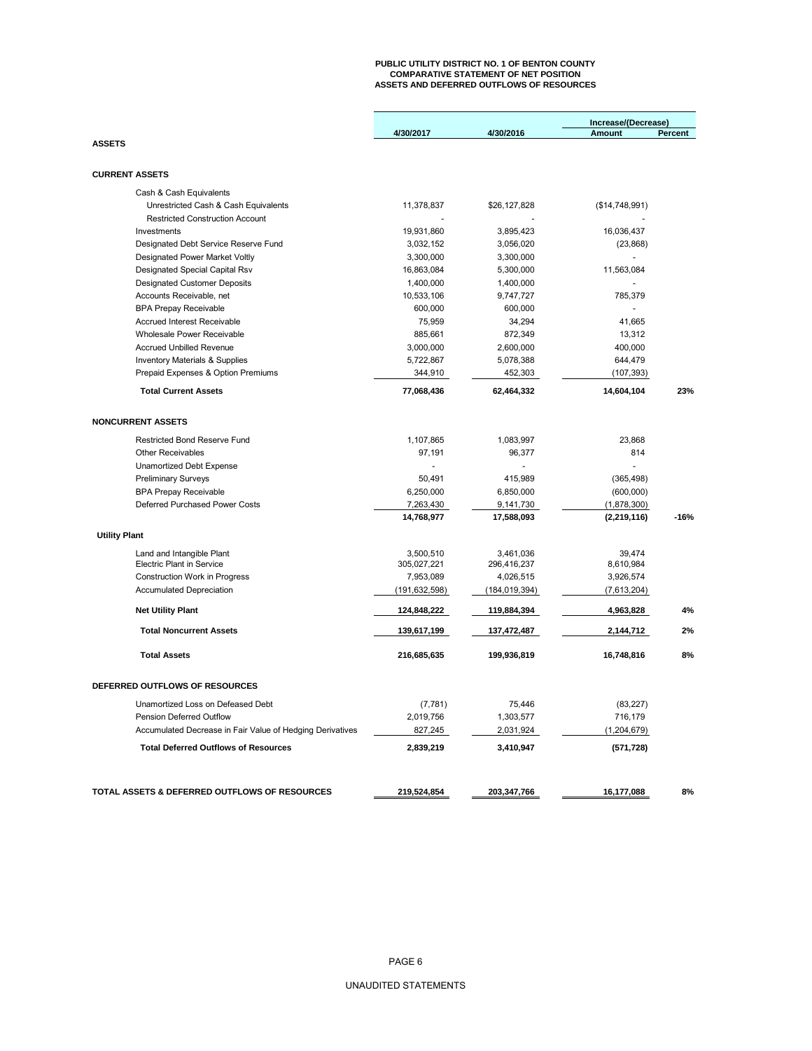**PUBLIC UTILITY DISTRICT NO. 1 OF BENTON COUNTY**
**COMPARATIVE STATEMENT OF NET POSITION**
**ASSETS AND DEFERRED OUTFLOWS OF RESOURCES**

| | 4/30/2017 | 4/30/2016 | Increase/(Decrease) Amount | Percent |
|---|---|---|---|---|
| **ASSETS** | | | | |
| **CURRENT ASSETS** | | | | |
| Cash & Cash Equivalents | | | | |
| Unrestricted Cash & Cash Equivalents | 11,378,837 | $26,127,828 | ($14,748,991) | |
| Restricted Construction Account | - | - | - | |
| Investments | 19,931,860 | 3,895,423 | 16,036,437 | |
| Designated Debt Service Reserve Fund | 3,032,152 | 3,056,020 | (23,868) | |
| Designated Power Market Voltly | 3,300,000 | 3,300,000 | - | |
| Designated Special Capital Rsv | 16,863,084 | 5,300,000 | 11,563,084 | |
| Designated Customer Deposits | 1,400,000 | 1,400,000 | - | |
| Accounts Receivable, net | 10,533,106 | 9,747,727 | 785,379 | |
| BPA Prepay Receivable | 600,000 | 600,000 | - | |
| Accrued Interest Receivable | 75,959 | 34,294 | 41,665 | |
| Wholesale Power Receivable | 885,661 | 872,349 | 13,312 | |
| Accrued Unbilled Revenue | 3,000,000 | 2,600,000 | 400,000 | |
| Inventory Materials & Supplies | 5,722,867 | 5,078,388 | 644,479 | |
| Prepaid Expenses & Option Premiums | 344,910 | 452,303 | (107,393) | |
| **Total Current Assets** | **77,068,436** | **62,464,332** | **14,604,104** | **23%** |
| **NONCURRENT ASSETS** | | | | |
| Restricted Bond Reserve Fund | 1,107,865 | 1,083,997 | 23,868 | |
| Other Receivables | 97,191 | 96,377 | 814 | |
| Unamortized Debt Expense | - | - | - | |
| Preliminary Surveys | 50,491 | 415,989 | (365,498) | |
| BPA Prepay Receivable | 6,250,000 | 6,850,000 | (600,000) | |
| Deferred Purchased Power Costs | 7,263,430 | 9,141,730 | (1,878,300) | |
| | **14,768,977** | **17,588,093** | **(2,219,116)** | **-16%** |
| **Utility Plant** | | | | |
| Land and Intangible Plant | 3,500,510 | 3,461,036 | 39,474 | |
| Electric Plant in Service | 305,027,221 | 296,416,237 | 8,610,984 | |
| Construction Work in Progress | 7,953,089 | 4,026,515 | 3,926,574 | |
| Accumulated Depreciation | (191,632,598) | (184,019,394) | (7,613,204) | |
| **Net Utility Plant** | **124,848,222** | **119,884,394** | **4,963,828** | **4%** |
| **Total Noncurrent Assets** | **139,617,199** | **137,472,487** | **2,144,712** | **2%** |
| **Total Assets** | **216,685,635** | **199,936,819** | **16,748,816** | **8%** |
| **DEFERRED OUTFLOWS OF RESOURCES** | | | | |
| Unamortized Loss on Defeased Debt | (7,781) | 75,446 | (83,227) | |
| Pension Deferred Outflow | 2,019,756 | 1,303,577 | 716,179 | |
| Accumulated Decrease in Fair Value of Hedging Derivatives | 827,245 | 2,031,924 | (1,204,679) | |
| **Total Deferred Outflows of Resources** | **2,839,219** | **3,410,947** | **(571,728)** | |
| **TOTAL ASSETS & DEFERRED OUTFLOWS OF RESOURCES** | **219,524,854** | **203,347,766** | **16,177,088** | **8%** |

UNAUDITED STATEMENTS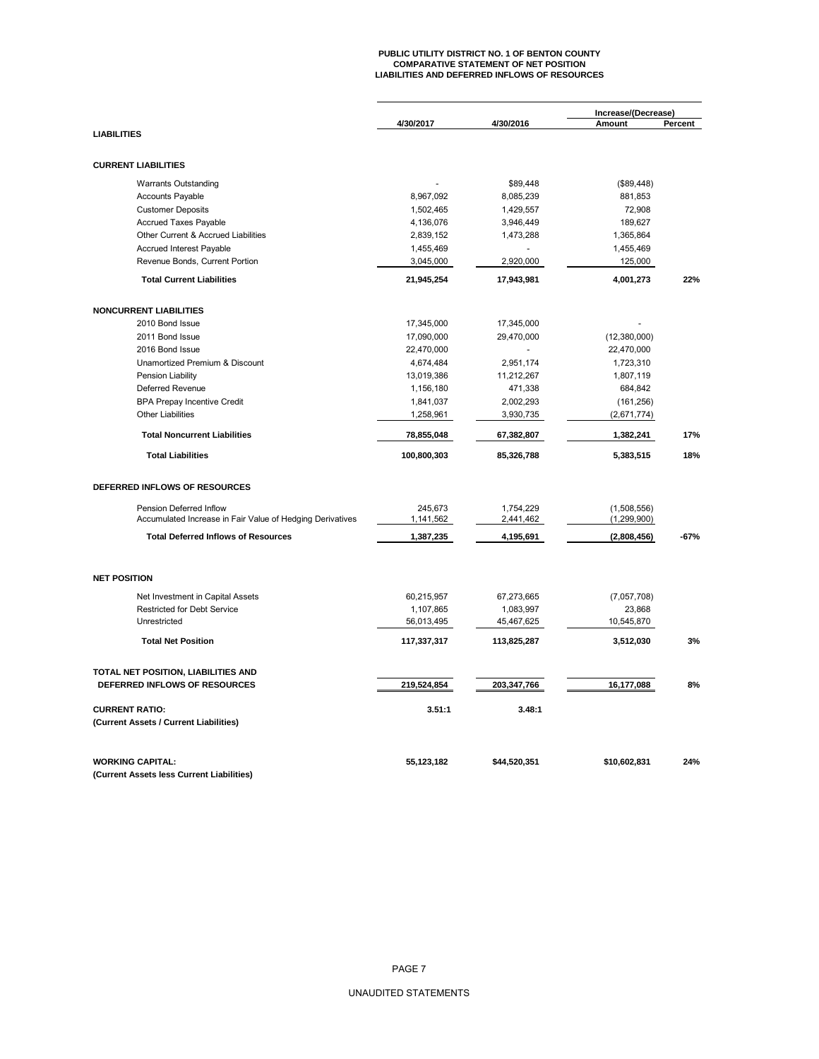# PUBLIC UTILITY DISTRICT NO. 1 OF BENTON COUNTY
## COMPARATIVE STATEMENT OF NET POSITION
## LIABILITIES AND DEFERRED INFLOWS OF RESOURCES

| | 4/30/2017 | 4/30/2016 | Increase/(Decrease) Amount | Percent |
|---|---|---|---|---|
| **LIABILITIES** | | | | |
| **CURRENT LIABILITIES** | | | | |
| Warrants Outstanding | - | $89,448 | ($89,448) | |
| Accounts Payable | 8,967,092 | 8,085,239 | 881,853 | |
| Customer Deposits | 1,502,465 | 1,429,557 | 72,908 | |
| Accrued Taxes Payable | 4,136,076 | 3,946,449 | 189,627 | |
| Other Current & Accrued Liabilities | 2,839,152 | 1,473,288 | 1,365,864 | |
| Accrued Interest Payable | 1,455,469 | - | 1,455,469 | |
| Revenue Bonds, Current Portion | 3,045,000 | 2,920,000 | 125,000 | |
| **Total Current Liabilities** | **21,945,254** | **17,943,981** | **4,001,273** | **22%** |
| **NONCURRENT LIABILITIES** | | | | |
| 2010 Bond Issue | 17,345,000 | 17,345,000 | - | |
| 2011 Bond Issue | 17,090,000 | 29,470,000 | (12,380,000) | |
| 2016 Bond Issue | 22,470,000 | - | 22,470,000 | |
| Unamortized Premium & Discount | 4,674,484 | 2,951,174 | 1,723,310 | |
| Pension Liability | 13,019,386 | 11,212,267 | 1,807,119 | |
| Deferred Revenue | 1,156,180 | 471,338 | 684,842 | |
| BPA Prepay Incentive Credit | 1,841,037 | 2,002,293 | (161,256) | |
| Other Liabilities | 1,258,961 | 3,930,735 | (2,671,774) | |
| **Total Noncurrent Liabilities** | **78,855,048** | **67,382,807** | **1,382,241** | **17%** |
| **Total Liabilities** | **100,800,303** | **85,326,788** | **5,383,515** | **18%** |
| **DEFERRED INFLOWS OF RESOURCES** | | | | |
| Pension Deferred Inflow | 245,673 | 1,754,229 | (1,508,556) | |
| Accumulated Increase in Fair Value of Hedging Derivatives | 1,141,562 | 2,441,462 | (1,299,900) | |
| **Total Deferred Inflows of Resources** | **1,387,235** | **4,195,691** | **(2,808,456)** | **-67%** |
| **NET POSITION** | | | | |
| Net Investment in Capital Assets | 60,215,957 | 67,273,665 | (7,057,708) | |
| Restricted for Debt Service | 1,107,865 | 1,083,997 | 23,868 | |
| Unrestricted | 56,013,495 | 45,467,625 | 10,545,870 | |
| **Total Net Position** | **117,337,317** | **113,825,287** | **3,512,030** | **3%** |
| **TOTAL NET POSITION, LIABILITIES AND DEFERRED INFLOWS OF RESOURCES** | **219,524,854** | **203,347,766** | **16,177,088** | **8%** |
| **CURRENT RATIO:** (Current Assets / Current Liabilities) | **3.51:1** | **3.48:1** | | |
| **WORKING CAPITAL:** (Current Assets less Current Liabilities) | **55,123,182** | **$44,520,351** | **$10,602,831** | **24%** |

UNAUDITED STATEMENTS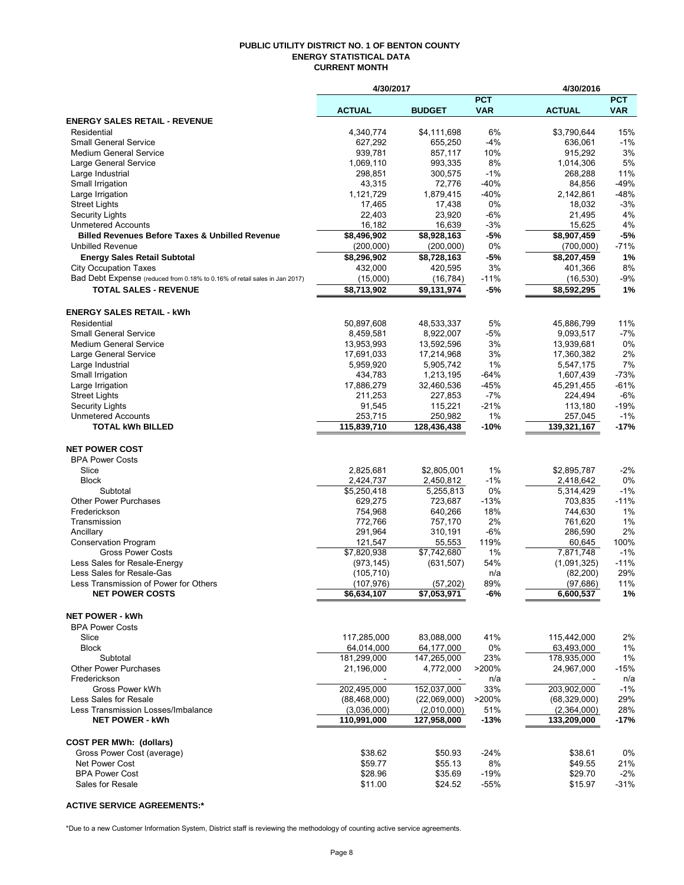**PUBLIC UTILITY DISTRICT NO. 1 OF BENTON COUNTY**
**ENERGY STATISTICAL DATA**
**CURRENT MONTH**

| | 4/30/2017 | | | 4/30/2016 | |
|---|---|---|---|---|---|
| | **ACTUAL** | **BUDGET** | **PCT VAR** | **ACTUAL** | **PCT VAR** |
| **ENERGY SALES RETAIL - REVENUE** | | | | | |
| Residential | 4,340,774 | $4,111,698 | 6% | $3,790,644 | 15% |
| Small General Service | 627,292 | 655,250 | -4% | 636,061 | -1% |
| Medium General Service | 939,781 | 857,117 | 10% | 915,292 | 3% |
| Large General Service | 1,069,110 | 993,335 | 8% | 1,014,306 | 5% |
| Large Industrial | 298,851 | 300,575 | -1% | 268,288 | 11% |
| Small Irrigation | 43,315 | 72,776 | -40% | 84,856 | -49% |
| Large Irrigation | 1,121,729 | 1,879,415 | -40% | 2,142,861 | -48% |
| Street Lights | 17,465 | 17,438 | 0% | 18,032 | -3% |
| Security Lights | 22,403 | 23,920 | -6% | 21,495 | 4% |
| Unmetered Accounts | 16,182 | 16,639 | -3% | 15,625 | 4% |
| **Billed Revenues Before Taxes & Unbilled Revenue** | **$8,496,902** | **$8,928,163** | **-5%** | **$8,907,459** | **-5%** |
| Unbilled Revenue | (200,000) | (200,000) | 0% | (700,000) | -71% |
| **Energy Sales Retail Subtotal** | **$8,296,902** | **$8,728,163** | **-5%** | **$8,207,459** | **1%** |
| City Occupation Taxes | 432,000 | 420,595 | 3% | 401,366 | 8% |
| Bad Debt Expense (reduced from 0.18% to 0.16% of retail sales in Jan 2017) | (15,000) | (16,784) | -11% | (16,530) | -9% |
| **TOTAL SALES - REVENUE** | **$8,713,902** | **$9,131,974** | **-5%** | **$8,592,295** | **1%** |
| | | | | | |
| **ENERGY SALES RETAIL - kWh** | | | | | |
| Residential | 50,897,608 | 48,533,337 | 5% | 45,886,799 | 11% |
| Small General Service | 8,459,581 | 8,922,007 | -5% | 9,093,517 | -7% |
| Medium General Service | 13,953,993 | 13,592,596 | 3% | 13,939,681 | 0% |
| Large General Service | 17,691,033 | 17,214,968 | 3% | 17,360,382 | 2% |
| Large Industrial | 5,959,920 | 5,905,742 | 1% | 5,547,175 | 7% |
| Small Irrigation | 434,783 | 1,213,195 | -64% | 1,607,439 | -73% |
| Large Irrigation | 17,886,279 | 32,460,536 | -45% | 45,291,455 | -61% |
| Street Lights | 211,253 | 227,853 | -7% | 224,494 | -6% |
| Security Lights | 91,545 | 115,221 | -21% | 113,180 | -19% |
| Unmetered Accounts | 253,715 | 250,982 | 1% | 257,045 | -1% |
| **TOTAL kWh BILLED** | **115,839,710** | **128,436,438** | **-10%** | **139,321,167** | **-17%** |
| | | | | | |
| **NET POWER COST** | | | | | |
| BPA Power Costs | | | | | |
| Slice | 2,825,681 | $2,805,001 | 1% | $2,895,787 | -2% |
| Block | 2,424,737 | 2,450,812 | -1% | 2,418,642 | 0% |
| Subtotal | $5,250,418 | 5,255,813 | 0% | 5,314,429 | -1% |
| Other Power Purchases | 629,275 | 723,687 | -13% | 703,835 | -11% |
| Frederickson | 754,968 | 640,266 | 18% | 744,630 | 1% |
| Transmission | 772,766 | 757,170 | 2% | 761,620 | 1% |
| Ancillary | 291,964 | 310,191 | -6% | 286,590 | 2% |
| Conservation Program | 121,547 | 55,553 | 119% | 60,645 | 100% |
| Gross Power Costs | $7,820,938 | $7,742,680 | 1% | 7,871,748 | -1% |
| Less Sales for Resale-Energy | (973,145) | (631,507) | 54% | (1,091,325) | -11% |
| Less Sales for Resale-Gas | (105,710) | | n/a | (82,200) | 29% |
| Less Transmission of Power for Others | (107,976) | (57,202) | 89% | (97,686) | 11% |
| **NET POWER COSTS** | **$6,634,107** | **$7,053,971** | **-6%** | **6,600,537** | **1%** |
| | | | | | |
| **NET POWER - kWh** | | | | | |
| BPA Power Costs | | | | | |
| Slice | 117,285,000 | 83,088,000 | 41% | 115,442,000 | 2% |
| Block | 64,014,000 | 64,177,000 | 0% | 63,493,000 | 1% |
| Subtotal | 181,299,000 | 147,265,000 | 23% | 178,935,000 | 1% |
| Other Power Purchases | 21,196,000 | 4,772,000 | >200% | 24,967,000 | -15% |
| Frederickson | - | - | n/a | - | n/a |
| Gross Power kWh | 202,495,000 | 152,037,000 | 33% | 203,902,000 | -1% |
| Less Sales for Resale | (88,468,000) | (22,069,000) | >200% | (68,329,000) | 29% |
| Less Transmission Losses/Imbalance | (3,036,000) | (2,010,000) | 51% | (2,364,000) | 28% |
| **NET POWER - kWh** | **110,991,000** | **127,958,000** | **-13%** | **133,209,000** | **-17%** |
| | | | | | |
| **COST PER MWh: (dollars)** | | | | | |
| Gross Power Cost (average) | $38.62 | $50.93 | -24% | $38.61 | 0% |
| Net Power Cost | $59.77 | $55.13 | 8% | $49.55 | 21% |
| BPA Power Cost | $28.96 | $35.69 | -19% | $29.70 | -2% |
| Sales for Resale | $11.00 | $24.52 | -55% | $15.97 | -31% |

**ACTIVE SERVICE AGREEMENTS:***

*Due to a new Customer Information System, District staff is reviewing the methodology of counting active service agreements.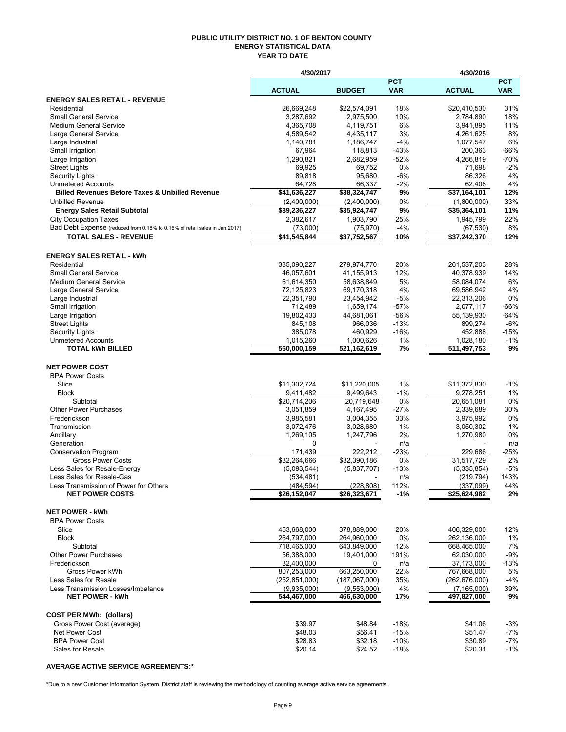# PUBLIC UTILITY DISTRICT NO. 1 OF BENTON COUNTY
## ENERGY STATISTICAL DATA
### YEAR TO DATE

| | 4/30/2017 | | | 4/30/2016 | |
|---|---|---|---|---|---|
| | ACTUAL | BUDGET | PCT VAR | ACTUAL | PCT VAR |
| **ENERGY SALES RETAIL - REVENUE** | | | | | |
| Residential | 26,669,248 | $22,574,091 | 18% | $20,410,530 | 31% |
| Small General Service | 3,287,692 | 2,975,500 | 10% | 2,784,890 | 18% |
| Medium General Service | 4,365,708 | 4,119,751 | 6% | 3,941,895 | 11% |
| Large General Service | 4,589,542 | 4,435,117 | 3% | 4,261,625 | 8% |
| Large Industrial | 1,140,781 | 1,186,747 | -4% | 1,077,547 | 6% |
| Small Irrigation | 67,964 | 118,813 | -43% | 200,363 | -66% |
| Large Irrigation | 1,290,821 | 2,682,959 | -52% | 4,266,819 | -70% |
| Street Lights | 69,925 | 69,752 | 0% | 71,698 | -2% |
| Security Lights | 89,818 | 95,680 | -6% | 86,326 | 4% |
| Unmetered Accounts | 64,728 | 66,337 | -2% | 62,408 | 4% |
| **Billed Revenues Before Taxes & Unbilled Revenue** | **$41,636,227** | **$38,324,747** | **9%** | **$37,164,101** | **12%** |
| Unbilled Revenue | (2,400,000) | (2,400,000) | 0% | (1,800,000) | 33% |
| **Energy Sales Retail Subtotal** | **$39,236,227** | **$35,924,747** | **9%** | **$35,364,101** | **11%** |
| City Occupation Taxes | 2,382,617 | 1,903,790 | 25% | 1,945,799 | 22% |
| Bad Debt Expense (reduced from 0.18% to 0.16% of retail sales in Jan 2017) | (73,000) | (75,970) | -4% | (67,530) | 8% |
| **TOTAL SALES - REVENUE** | **$41,545,844** | **$37,752,567** | **10%** | **$37,242,370** | **12%** |
| | | | | | |
| **ENERGY SALES RETAIL - kWh** | | | | | |
| Residential | 335,090,227 | 279,974,770 | 20% | 261,537,203 | 28% |
| Small General Service | 46,057,601 | 41,155,913 | 12% | 40,378,939 | 14% |
| Medium General Service | 61,614,350 | 58,638,849 | 5% | 58,084,074 | 6% |
| Large General Service | 72,125,823 | 69,170,318 | 4% | 69,586,942 | 4% |
| Large Industrial | 22,351,790 | 23,454,942 | -5% | 22,313,206 | 0% |
| Small Irrigation | 712,489 | 1,659,174 | -57% | 2,077,117 | -66% |
| Large Irrigation | 19,802,433 | 44,681,061 | -56% | 55,139,930 | -64% |
| Street Lights | 845,108 | 966,036 | -13% | 899,274 | -6% |
| Security Lights | 385,078 | 460,929 | -16% | 452,888 | -15% |
| Unmetered Accounts | 1,015,260 | 1,000,626 | 1% | 1,028,180 | -1% |
| **TOTAL kWh BILLED** | **560,000,159** | **521,162,619** | **7%** | **511,497,753** | **9%** |
| | | | | | |
| **NET POWER COST** | | | | | |
| BPA Power Costs | | | | | |
| Slice | $11,302,724 | $11,220,005 | 1% | $11,372,830 | -1% |
| Block | 9,411,482 | 9,499,643 | -1% | 9,278,251 | 1% |
| Subtotal | $20,714,206 | 20,719,648 | 0% | 20,651,081 | 0% |
| Other Power Purchases | 3,051,859 | 4,167,495 | -27% | 2,339,689 | 30% |
| Frederickson | 3,985,581 | 3,004,355 | 33% | 3,975,992 | 0% |
| Transmission | 3,072,476 | 3,028,680 | 1% | 3,050,302 | 1% |
| Ancillary | 1,269,105 | 1,247,796 | 2% | 1,270,980 | 0% |
| Generation | 0 | - | n/a | - | n/a |
| Conservation Program | 171,439 | 222,212 | -23% | 229,686 | -25% |
| Gross Power Costs | $32,264,666 | $32,390,186 | 0% | 31,517,729 | 2% |
| Less Sales for Resale-Energy | (5,093,544) | (5,837,707) | -13% | (5,335,854) | -5% |
| Less Sales for Resale-Gas | (534,481) | - | n/a | (219,794) | 143% |
| Less Transmission of Power for Others | (484,594) | (228,808) | 112% | (337,099) | 44% |
| **NET POWER COSTS** | **$26,152,047** | **$26,323,671** | **-1%** | **$25,624,982** | **2%** |
| | | | | | |
| **NET POWER - kWh** | | | | | |
| BPA Power Costs | | | | | |
| Slice | 453,668,000 | 378,889,000 | 20% | 406,329,000 | 12% |
| Block | 264,797,000 | 264,960,000 | 0% | 262,136,000 | 1% |
| Subtotal | 718,465,000 | 643,849,000 | 12% | 668,465,000 | 7% |
| Other Power Purchases | 56,388,000 | 19,401,000 | 191% | 62,030,000 | -9% |
| Frederickson | 32,400,000 | 0 | n/a | 37,173,000 | -13% |
| Gross Power kWh | 807,253,000 | 663,250,000 | 22% | 767,668,000 | 5% |
| Less Sales for Resale | (252,851,000) | (187,067,000) | 35% | (262,676,000) | -4% |
| Less Transmission Losses/Imbalance | (9,935,000) | (9,553,000) | 4% | (7,165,000) | 39% |
| **NET POWER - kWh** | **544,467,000** | **466,630,000** | **17%** | **497,827,000** | **9%** |
| | | | | | |
| **COST PER MWh: (dollars)** | | | | | |
| Gross Power Cost (average) | $39.97 | $48.84 | -18% | $41.06 | -3% |
| Net Power Cost | $48.03 | $56.41 | -15% | $51.47 | -7% |
| BPA Power Cost | $28.83 | $32.18 | -10% | $30.89 | -7% |
| Sales for Resale | $20.14 | $24.52 | -18% | $20.31 | -1% |

**AVERAGE ACTIVE SERVICE AGREEMENTS:***

*Due to a new Customer Information System, District staff is reviewing the methodology of counting average active service agreements.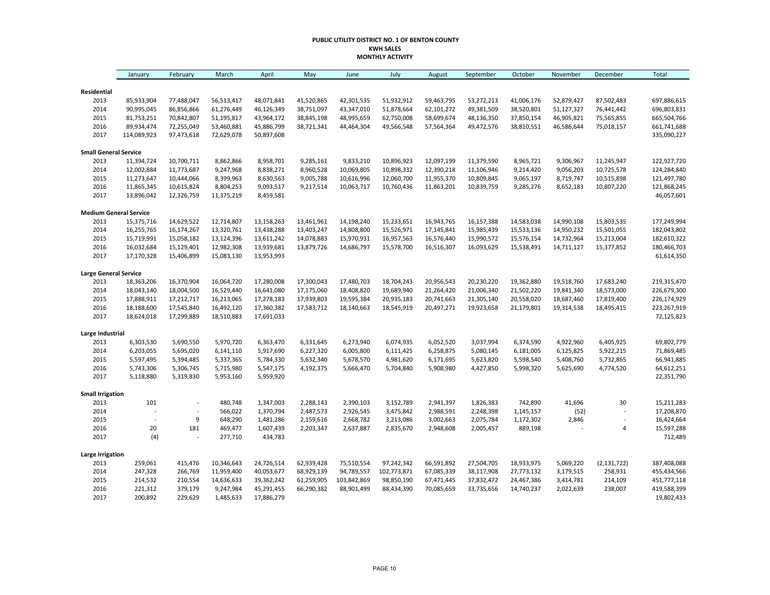**PUBLIC UTILITY DISTRICT NO. 1 OF BENTON COUNTY**
**KWH SALES**
**MONTHLY ACTIVITY**

| | January | February | March | April | May | June | July | August | September | October | November | December | Total |
|---|---|---|---|---|---|---|---|---|---|---|---|---|---|
| **Residential** | | | | | | | | | | | | | |
| 2013 | 85,933,904 | 77,488,047 | 56,513,417 | 48,071,841 | 41,520,865 | 42,301,535 | 51,932,912 | 59,463,795 | 53,272,213 | 41,006,176 | 52,879,427 | 87,502,483 | 697,886,615 |
| 2014 | 90,995,045 | 86,856,866 | 61,276,449 | 46,126,349 | 38,751,097 | 43,347,010 | 51,878,664 | 62,101,272 | 49,381,509 | 38,520,801 | 51,127,327 | 76,441,442 | 696,803,831 |
| 2015 | 81,753,251 | 70,842,807 | 51,195,817 | 43,964,172 | 38,845,198 | 48,995,659 | 62,750,008 | 58,699,674 | 48,136,350 | 37,850,154 | 46,905,821 | 75,565,855 | 665,504,766 |
| 2016 | 89,934,474 | 72,255,049 | 53,460,881 | 45,886,799 | 38,721,341 | 44,464,304 | 49,566,548 | 57,564,364 | 49,472,576 | 38,810,551 | 46,586,644 | 75,018,157 | 661,741,688 |
| 2017 | 114,089,923 | 97,473,618 | 72,629,078 | 50,897,608 | | | | | | | | | 335,090,227 |
| **Small General Service** | | | | | | | | | | | | | |
| 2013 | 11,394,724 | 10,700,711 | 8,862,866 | 8,958,701 | 9,285,161 | 9,833,210 | 10,896,923 | 12,097,199 | 11,379,590 | 8,965,721 | 9,306,967 | 11,245,947 | 122,927,720 |
| 2014 | 12,002,884 | 11,773,687 | 9,247,968 | 8,838,271 | 8,960,528 | 10,069,805 | 10,898,332 | 12,390,218 | 11,106,946 | 9,214,420 | 9,056,203 | 10,725,578 | 124,284,840 |
| 2015 | 11,273,647 | 10,444,066 | 8,399,963 | 8,630,563 | 9,005,788 | 10,616,996 | 12,060,700 | 11,955,370 | 10,809,845 | 9,065,197 | 8,719,747 | 10,515,898 | 121,497,780 |
| 2016 | 11,865,345 | 10,615,824 | 8,804,253 | 9,093,517 | 9,217,514 | 10,063,717 | 10,760,436 | 11,863,201 | 10,839,759 | 9,285,276 | 8,652,183 | 10,807,220 | 121,868,245 |
| 2017 | 13,896,042 | 12,326,759 | 11,375,219 | 8,459,581 | | | | | | | | | 46,057,601 |
| **Medium General Service** | | | | | | | | | | | | | |
| 2013 | 15,375,716 | 14,629,522 | 12,714,807 | 13,158,263 | 13,461,961 | 14,198,240 | 15,233,651 | 16,943,765 | 16,157,388 | 14,583,038 | 14,990,108 | 15,803,535 | 177,249,994 |
| 2014 | 16,255,765 | 16,174,267 | 13,320,761 | 13,438,288 | 13,403,247 | 14,808,800 | 15,526,971 | 17,145,841 | 15,985,439 | 15,533,136 | 14,950,232 | 15,501,055 | 182,043,802 |
| 2015 | 15,719,991 | 15,058,182 | 13,124,396 | 13,611,242 | 14,078,883 | 15,970,931 | 16,957,563 | 16,576,440 | 15,990,572 | 15,576,154 | 14,732,964 | 15,213,004 | 182,610,322 |
| 2016 | 16,032,684 | 15,129,401 | 12,982,308 | 13,939,681 | 13,879,726 | 14,686,797 | 15,578,700 | 16,516,307 | 16,093,629 | 15,538,491 | 14,711,127 | 15,377,852 | 180,466,703 |
| 2017 | 17,170,328 | 15,406,899 | 15,083,130 | 13,953,993 | | | | | | | | | 61,614,350 |
| **Large General Service** | | | | | | | | | | | | | |
| 2013 | 18,363,206 | 16,370,904 | 16,064,720 | 17,280,008 | 17,300,043 | 17,480,703 | 18,704,243 | 20,956,543 | 20,230,220 | 19,362,880 | 19,518,760 | 17,683,240 | 219,315,470 |
| 2014 | 18,043,140 | 18,004,500 | 16,529,440 | 16,641,080 | 17,175,060 | 18,408,820 | 19,689,940 | 21,264,420 | 21,006,340 | 21,502,220 | 19,841,340 | 18,573,000 | 226,679,300 |
| 2015 | 17,888,911 | 17,212,717 | 16,213,065 | 17,278,183 | 17,939,803 | 19,595,384 | 20,935,183 | 20,741,663 | 21,305,140 | 20,558,020 | 18,687,460 | 17,819,400 | 226,174,929 |
| 2016 | 18,188,600 | 17,545,840 | 16,492,120 | 17,360,382 | 17,583,712 | 18,140,663 | 18,545,919 | 20,497,271 | 19,923,658 | 21,179,801 | 19,314,538 | 18,495,415 | 223,267,919 |
| 2017 | 18,624,018 | 17,299,889 | 18,510,883 | 17,691,033 | | | | | | | | | 72,125,823 |
| **Large Industrial** | | | | | | | | | | | | | |
| 2013 | 6,303,530 | 5,690,550 | 5,970,720 | 6,363,470 | 6,331,645 | 6,273,940 | 6,074,935 | 6,052,520 | 3,037,994 | 6,374,590 | 4,922,960 | 6,405,925 | 69,802,779 |
| 2014 | 6,203,055 | 5,695,020 | 6,141,110 | 5,917,690 | 6,227,320 | 6,005,800 | 6,111,425 | 6,258,875 | 5,080,145 | 6,181,005 | 6,125,825 | 5,922,215 | 71,869,485 |
| 2015 | 5,597,495 | 5,394,485 | 5,337,365 | 5,784,330 | 5,632,340 | 5,678,570 | 4,981,620 | 6,171,695 | 5,623,820 | 5,598,540 | 5,408,760 | 5,732,865 | 66,941,885 |
| 2016 | 5,743,306 | 5,306,745 | 5,715,980 | 5,547,175 | 4,192,375 | 5,666,470 | 5,704,840 | 5,908,980 | 4,427,850 | 5,998,320 | 5,625,690 | 4,774,520 | 64,612,251 |
| 2017 | 5,118,880 | 5,319,830 | 5,953,160 | 5,959,920 | | | | | | | | | 22,351,790 |
| **Small Irrigation** | | | | | | | | | | | | | |
| 2013 | 101 | - | 480,748 | 1,347,003 | 2,288,143 | 2,390,103 | 3,152,789 | 2,941,397 | 1,826,383 | 742,890 | 41,696 | 30 | 15,211,283 |
| 2014 | - | - | 566,022 | 1,370,794 | 2,487,573 | 2,926,545 | 3,475,842 | 2,988,591 | 2,248,398 | 1,145,157 | (52) | - | 17,208,870 |
| 2015 | - | 9 | 648,290 | 1,481,286 | 2,159,616 | 2,668,782 | 3,213,086 | 3,002,663 | 2,075,784 | 1,172,302 | 2,846 | - | 16,424,664 |
| 2016 | 20 | 181 | 469,477 | 1,607,439 | 2,203,347 | 2,637,887 | 2,835,670 | 2,948,608 | 2,005,457 | 889,198 | - | 4 | 15,597,288 |
| 2017 | (4) | - | 277,710 | 434,783 | | | | | | | | | 712,489 |
| **Large Irrigation** | | | | | | | | | | | | | |
| 2013 | 259,061 | 415,476 | 10,346,643 | 24,726,514 | 62,939,428 | 75,510,554 | 97,242,342 | 66,591,892 | 27,504,705 | 18,933,975 | 5,069,220 | (2,131,722) | 387,408,088 |
| 2014 | 247,328 | 266,769 | 11,959,400 | 40,053,677 | 68,929,139 | 94,789,557 | 102,773,871 | 67,085,339 | 38,117,908 | 27,773,132 | 3,179,515 | 258,931 | 455,434,566 |
| 2015 | 214,532 | 210,554 | 14,636,633 | 39,362,242 | 61,259,905 | 103,842,869 | 98,850,190 | 67,471,445 | 37,832,472 | 24,467,386 | 3,414,781 | 214,109 | 451,777,118 |
| 2016 | 221,312 | 379,179 | 9,247,984 | 45,291,455 | 66,290,382 | 88,901,499 | 88,434,390 | 70,085,659 | 33,735,656 | 14,740,237 | 2,022,639 | 238,007 | 419,588,399 |
| 2017 | 200,892 | 229,629 | 1,485,633 | 17,886,279 | | | | | | | | | 19,802,433 |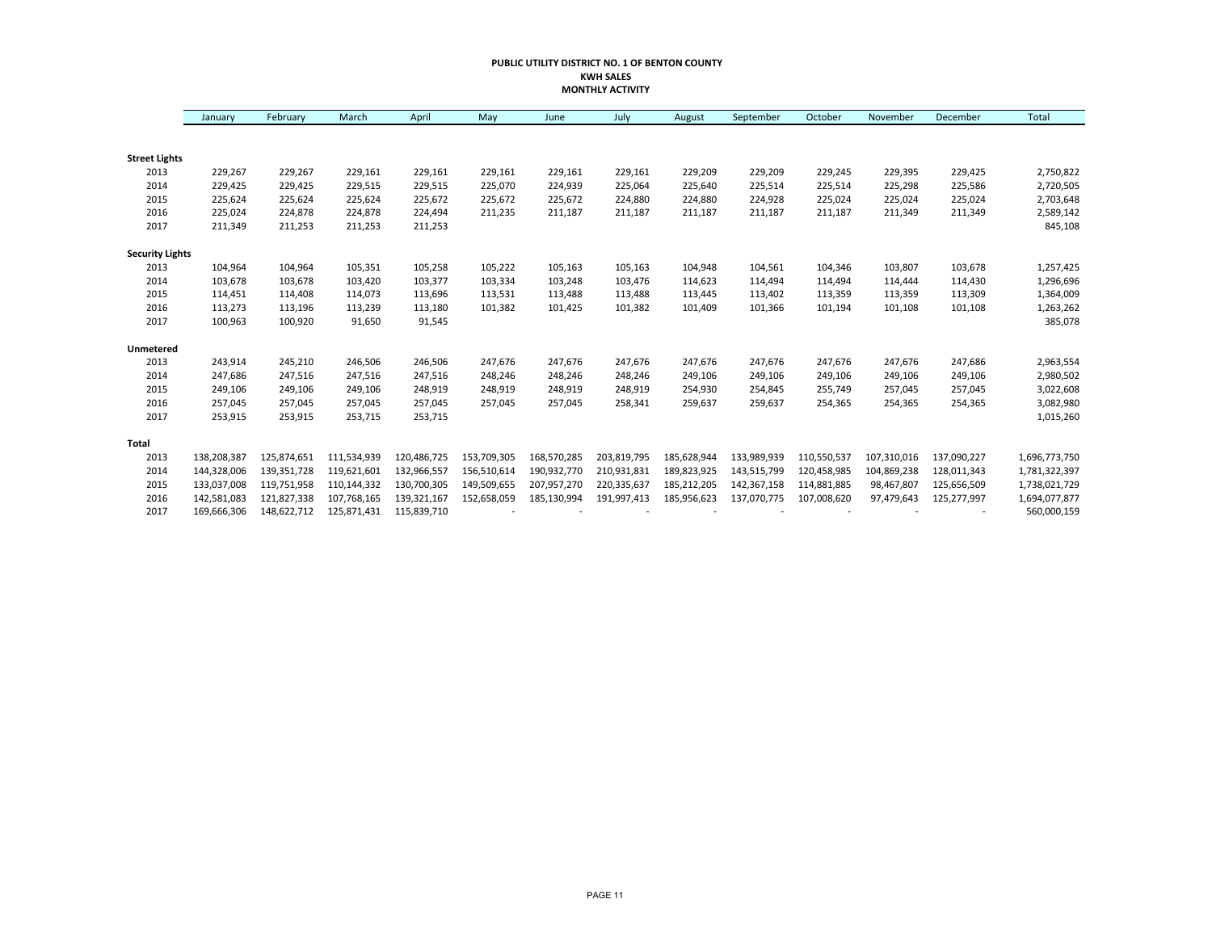**PUBLIC UTILITY DISTRICT NO. 1 OF BENTON COUNTY**
**KWH SALES**
**MONTHLY ACTIVITY**

| | January | February | March | April | May | June | July | August | September | October | November | December | Total |
|---|---|---|---|---|---|---|---|---|---|---|---|---|---|
| **Street Lights** | | | | | | | | | | | | | |
| 2013 | 229,267 | 229,267 | 229,161 | 229,161 | 229,161 | 229,161 | 229,161 | 229,209 | 229,209 | 229,245 | 229,395 | 229,425 | 2,750,822 |
| 2014 | 229,425 | 229,425 | 229,515 | 229,515 | 225,070 | 224,939 | 225,064 | 225,640 | 225,514 | 225,514 | 225,298 | 225,586 | 2,720,505 |
| 2015 | 225,624 | 225,624 | 225,624 | 225,672 | 225,672 | 225,672 | 224,880 | 224,880 | 224,928 | 225,024 | 225,024 | 225,024 | 2,703,648 |
| 2016 | 225,024 | 224,878 | 224,878 | 224,494 | 211,235 | 211,187 | 211,187 | 211,187 | 211,187 | 211,187 | 211,349 | 211,349 | 2,589,142 |
| 2017 | 211,349 | 211,253 | 211,253 | 211,253 | | | | | | | | | 845,108 |
| **Security Lights** | | | | | | | | | | | | | |
| 2013 | 104,964 | 104,964 | 105,351 | 105,258 | 105,222 | 105,163 | 105,163 | 104,948 | 104,561 | 104,346 | 103,807 | 103,678 | 1,257,425 |
| 2014 | 103,678 | 103,678 | 103,420 | 103,377 | 103,334 | 103,248 | 103,476 | 114,623 | 114,494 | 114,494 | 114,444 | 114,430 | 1,296,696 |
| 2015 | 114,451 | 114,408 | 114,073 | 113,696 | 113,531 | 113,488 | 113,488 | 113,445 | 113,402 | 113,359 | 113,359 | 113,309 | 1,364,009 |
| 2016 | 113,273 | 113,196 | 113,239 | 113,180 | 101,382 | 101,425 | 101,382 | 101,409 | 101,366 | 101,194 | 101,108 | 101,108 | 1,263,262 |
| 2017 | 100,963 | 100,920 | 91,650 | 91,545 | | | | | | | | | 385,078 |
| **Unmetered** | | | | | | | | | | | | | |
| 2013 | 243,914 | 245,210 | 246,506 | 246,506 | 247,676 | 247,676 | 247,676 | 247,676 | 247,676 | 247,676 | 247,676 | 247,686 | 2,963,554 |
| 2014 | 247,686 | 247,516 | 247,516 | 247,516 | 248,246 | 248,246 | 248,246 | 249,106 | 249,106 | 249,106 | 249,106 | 249,106 | 2,980,502 |
| 2015 | 249,106 | 249,106 | 249,106 | 248,919 | 248,919 | 248,919 | 248,919 | 254,930 | 254,845 | 255,749 | 257,045 | 257,045 | 3,022,608 |
| 2016 | 257,045 | 257,045 | 257,045 | 257,045 | 257,045 | 257,045 | 258,341 | 259,637 | 259,637 | 254,365 | 254,365 | 254,365 | 3,082,980 |
| 2017 | 253,915 | 253,915 | 253,715 | 253,715 | | | | | | | | | 1,015,260 |
| **Total** | | | | | | | | | | | | | |
| 2013 | 138,208,387 | 125,874,651 | 111,534,939 | 120,486,725 | 153,709,305 | 168,570,285 | 203,819,795 | 185,628,944 | 133,989,939 | 110,550,537 | 107,310,016 | 137,090,227 | 1,696,773,750 |
| 2014 | 144,328,006 | 139,351,728 | 119,621,601 | 132,966,557 | 156,510,614 | 190,932,770 | 210,931,831 | 189,823,925 | 143,515,799 | 120,458,985 | 104,869,238 | 128,011,343 | 1,781,322,397 |
| 2015 | 133,037,008 | 119,751,958 | 110,144,332 | 130,700,305 | 149,509,655 | 207,957,270 | 220,335,637 | 185,212,205 | 142,367,158 | 114,881,885 | 98,467,807 | 125,656,509 | 1,738,021,729 |
| 2016 | 142,581,083 | 121,827,338 | 107,768,165 | 139,321,167 | 152,658,059 | 185,130,994 | 191,997,413 | 185,956,623 | 137,070,775 | 107,008,620 | 97,479,643 | 125,277,997 | 1,694,077,877 |
| 2017 | 169,666,306 | 148,622,712 | 125,871,431 | 115,839,710 | - | - | - | - | - | - | - | - | 560,000,159 |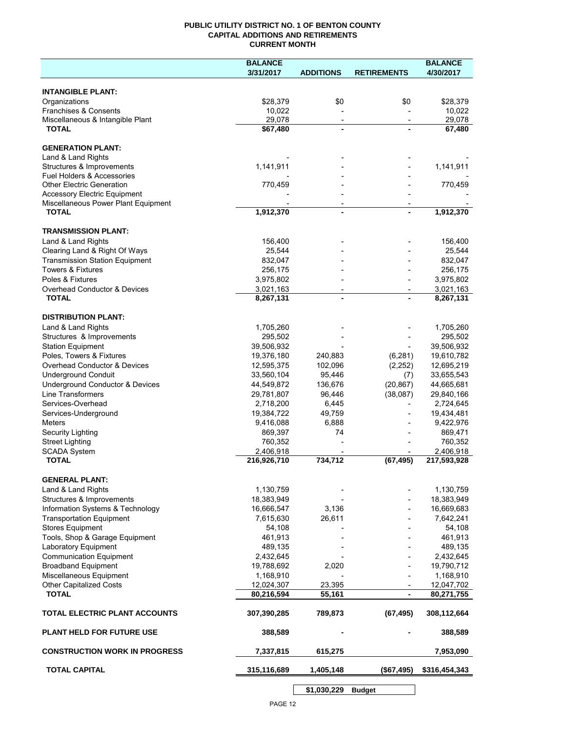**PUBLIC UTILITY DISTRICT NO. 1 OF BENTON COUNTY**
**CAPITAL ADDITIONS AND RETIREMENTS**
**CURRENT MONTH**

| | BALANCE 3/31/2017 | ADDITIONS | RETIREMENTS | BALANCE 4/30/2017 |
|---|---|---|---|---|
| **INTANGIBLE PLANT:** | | | | |
| Organizations | $28,379 | $0 | $0 | $28,379 |
| Franchises & Consents | 10,022 | - | - | 10,022 |
| Miscellaneous & Intangible Plant | 29,078 | - | - | 29,078 |
| **TOTAL** | **$67,480** | **-** | **-** | **67,480** |
| **GENERATION PLANT:** | | | | |
| Land & Land Rights | - | - | - | - |
| Structures & Improvements | 1,141,911 | - | - | 1,141,911 |
| Fuel Holders & Accessories | - | - | - | - |
| Other Electric Generation | 770,459 | - | - | 770,459 |
| Accessory Electric Equipment | - | - | - | - |
| Miscellaneous Power Plant Equipment | - | - | - | - |
| **TOTAL** | **1,912,370** | **-** | **-** | **1,912,370** |
| **TRANSMISSION PLANT:** | | | | |
| Land & Land Rights | 156,400 | - | - | 156,400 |
| Clearing Land & Right Of Ways | 25,544 | - | - | 25,544 |
| Transmission Station Equipment | 832,047 | - | - | 832,047 |
| Towers & Fixtures | 256,175 | - | - | 256,175 |
| Poles & Fixtures | 3,975,802 | - | - | 3,975,802 |
| Overhead Conductor & Devices | 3,021,163 | - | - | 3,021,163 |
| **TOTAL** | **8,267,131** | **-** | **-** | **8,267,131** |
| **DISTRIBUTION PLANT:** | | | | |
| Land & Land Rights | 1,705,260 | - | - | 1,705,260 |
| Structures & Improvements | 295,502 | - | - | 295,502 |
| Station Equipment | 39,506,932 | - | - | 39,506,932 |
| Poles, Towers & Fixtures | 19,376,180 | 240,883 | (6,281) | 19,610,782 |
| Overhead Conductor & Devices | 12,595,375 | 102,096 | (2,252) | 12,695,219 |
| Underground Conduit | 33,560,104 | 95,446 | (7) | 33,655,543 |
| Underground Conductor & Devices | 44,549,872 | 136,676 | (20,867) | 44,665,681 |
| Line Transformers | 29,781,807 | 96,446 | (38,087) | 29,840,166 |
| Services-Overhead | 2,718,200 | 6,445 | - | 2,724,645 |
| Services-Underground | 19,384,722 | 49,759 | - | 19,434,481 |
| Meters | 9,416,088 | 6,888 | - | 9,422,976 |
| Security Lighting | 869,397 | 74 | - | 869,471 |
| Street Lighting | 760,352 | - | - | 760,352 |
| SCADA System | 2,406,918 | - | - | 2,406,918 |
| **TOTAL** | **216,926,710** | **734,712** | **(67,495)** | **217,593,928** |
| **GENERAL PLANT:** | | | | |
| Land & Land Rights | 1,130,759 | - | - | 1,130,759 |
| Structures & Improvements | 18,383,949 | - | - | 18,383,949 |
| Information Systems & Technology | 16,666,547 | 3,136 | - | 16,669,683 |
| Transportation Equipment | 7,615,630 | 26,611 | - | 7,642,241 |
| Stores Equipment | 54,108 | - | - | 54,108 |
| Tools, Shop & Garage Equipment | 461,913 | - | - | 461,913 |
| Laboratory Equipment | 489,135 | - | - | 489,135 |
| Communication Equipment | 2,432,645 | - | - | 2,432,645 |
| Broadband Equipment | 19,788,692 | 2,020 | - | 19,790,712 |
| Miscellaneous Equipment | 1,168,910 | - | - | 1,168,910 |
| Other Capitalized Costs | 12,024,307 | 23,395 | - | 12,047,702 |
| **TOTAL** | **80,216,594** | **55,161** | **-** | **80,271,755** |
| **TOTAL ELECTRIC PLANT ACCOUNTS** | **307,390,285** | **789,873** | **(67,495)** | **308,112,664** |
| **PLANT HELD FOR FUTURE USE** | **388,589** | **-** | **-** | **388,589** |
| **CONSTRUCTION WORK IN PROGRESS** | **7,337,815** | **615,275** | | **7,953,090** |
| **TOTAL CAPITAL** | **315,116,689** | **1,405,148** | **($67,495)** | **$316,454,343** |

| **$1,030,229** | **Budget** |
|---|---|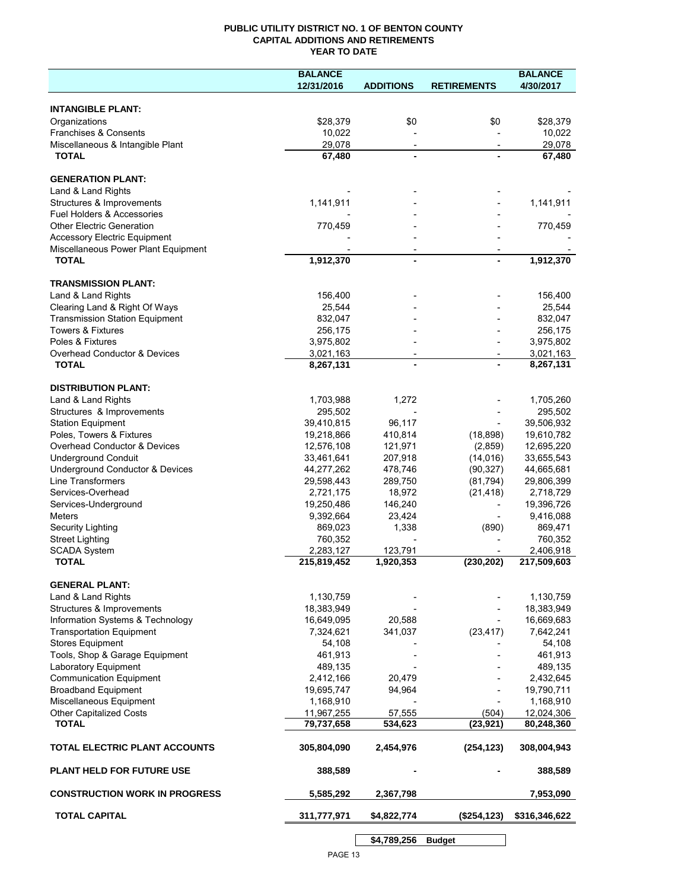# PUBLIC UTILITY DISTRICT NO. 1 OF BENTON COUNTY
## CAPITAL ADDITIONS AND RETIREMENTS
### YEAR TO DATE

| | BALANCE 12/31/2016 | ADDITIONS | RETIREMENTS | BALANCE 4/30/2017 |
|---|---|---|---|---|
| **INTANGIBLE PLANT:** | | | | |
| Organizations | $28,379 | $0 | $0 | $28,379 |
| Franchises & Consents | 10,022 | - | - | 10,022 |
| Miscellaneous & Intangible Plant | 29,078 | - | - | 29,078 |
| **TOTAL** | **67,480** | **-** | **-** | **67,480** |
| **GENERATION PLANT:** | | | | |
| Land & Land Rights | - | - | - | - |
| Structures & Improvements | 1,141,911 | - | - | 1,141,911 |
| Fuel Holders & Accessories | - | - | - | - |
| Other Electric Generation | 770,459 | - | - | 770,459 |
| Accessory Electric Equipment | - | - | - | - |
| Miscellaneous Power Plant Equipment | - | - | - | - |
| **TOTAL** | **1,912,370** | **-** | **-** | **1,912,370** |
| **TRANSMISSION PLANT:** | | | | |
| Land & Land Rights | 156,400 | - | - | 156,400 |
| Clearing Land & Right Of Ways | 25,544 | - | - | 25,544 |
| Transmission Station Equipment | 832,047 | - | - | 832,047 |
| Towers & Fixtures | 256,175 | - | - | 256,175 |
| Poles & Fixtures | 3,975,802 | - | - | 3,975,802 |
| Overhead Conductor & Devices | 3,021,163 | - | - | 3,021,163 |
| **TOTAL** | **8,267,131** | **-** | **-** | **8,267,131** |
| **DISTRIBUTION PLANT:** | | | | |
| Land & Land Rights | 1,703,988 | 1,272 | - | 1,705,260 |
| Structures & Improvements | 295,502 | - | - | 295,502 |
| Station Equipment | 39,410,815 | 96,117 | - | 39,506,932 |
| Poles, Towers & Fixtures | 19,218,866 | 410,814 | (18,898) | 19,610,782 |
| Overhead Conductor & Devices | 12,576,108 | 121,971 | (2,859) | 12,695,220 |
| Underground Conduit | 33,461,641 | 207,918 | (14,016) | 33,655,543 |
| Underground Conductor & Devices | 44,277,262 | 478,746 | (90,327) | 44,665,681 |
| Line Transformers | 29,598,443 | 289,750 | (81,794) | 29,806,399 |
| Services-Overhead | 2,721,175 | 18,972 | (21,418) | 2,718,729 |
| Services-Underground | 19,250,486 | 146,240 | - | 19,396,726 |
| Meters | 9,392,664 | 23,424 | - | 9,416,088 |
| Security Lighting | 869,023 | 1,338 | (890) | 869,471 |
| Street Lighting | 760,352 | - | - | 760,352 |
| SCADA System | 2,283,127 | 123,791 | - | 2,406,918 |
| **TOTAL** | **215,819,452** | **1,920,353** | **(230,202)** | **217,509,603** |
| **GENERAL PLANT:** | | | | |
| Land & Land Rights | 1,130,759 | - | - | 1,130,759 |
| Structures & Improvements | 18,383,949 | - | - | 18,383,949 |
| Information Systems & Technology | 16,649,095 | 20,588 | - | 16,669,683 |
| Transportation Equipment | 7,324,621 | 341,037 | (23,417) | 7,642,241 |
| Stores Equipment | 54,108 | - | - | 54,108 |
| Tools, Shop & Garage Equipment | 461,913 | - | - | 461,913 |
| Laboratory Equipment | 489,135 | - | - | 489,135 |
| Communication Equipment | 2,412,166 | 20,479 | - | 2,432,645 |
| Broadband Equipment | 19,695,747 | 94,964 | - | 19,790,711 |
| Miscellaneous Equipment | 1,168,910 | - | - | 1,168,910 |
| Other Capitalized Costs | 11,967,255 | 57,555 | (504) | 12,024,306 |
| **TOTAL** | **79,737,658** | **534,623** | **(23,921)** | **80,248,360** |
| **TOTAL ELECTRIC PLANT ACCOUNTS** | **305,804,090** | **2,454,976** | **(254,123)** | **308,004,943** |
| **PLANT HELD FOR FUTURE USE** | **388,589** | **-** | **-** | **388,589** |
| **CONSTRUCTION WORK IN PROGRESS** | **5,585,292** | **2,367,798** | | **7,953,090** |
| **TOTAL CAPITAL** | **311,777,971** | **$4,822,774** | **($254,123)** | **$316,346,622** |
| | | **$4,789,256** | **Budget** | |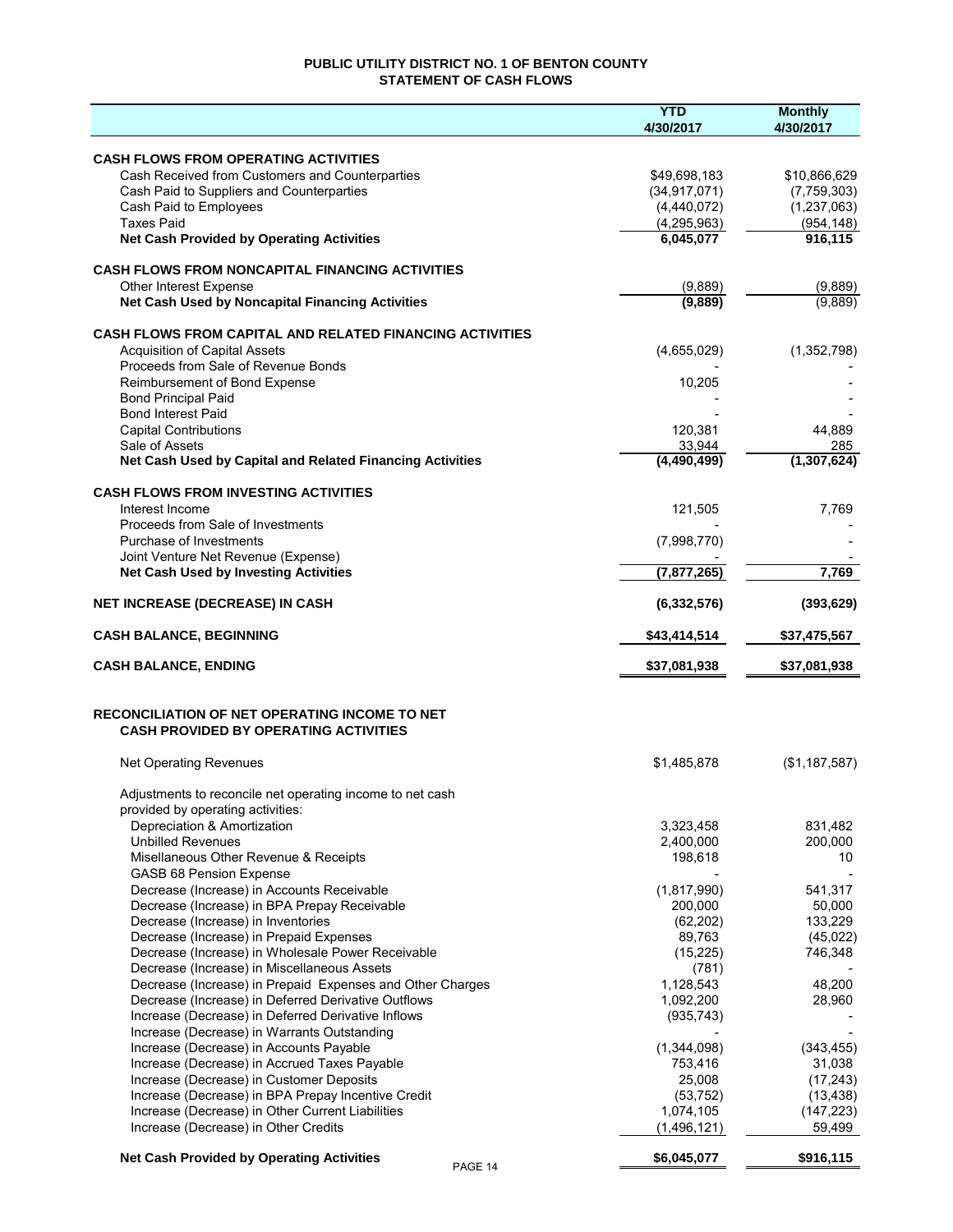# PUBLIC UTILITY DISTRICT NO. 1 OF BENTON COUNTY
## STATEMENT OF CASH FLOWS

| | YTD 4/30/2017 | Monthly 4/30/2017 |
|---|---|---|
| **CASH FLOWS FROM OPERATING ACTIVITIES** | | |
| Cash Received from Customers and Counterparties | $49,698,183 | $10,866,629 |
| Cash Paid to Suppliers and Counterparties | (34,917,071) | (7,759,303) |
| Cash Paid to Employees | (4,440,072) | (1,237,063) |
| Taxes Paid | (4,295,963) | (954,148) |
| **Net Cash Provided by Operating Activities** | **6,045,077** | **916,115** |
| **CASH FLOWS FROM NONCAPITAL FINANCING ACTIVITIES** | | |
| Other Interest Expense | (9,889) | (9,889) |
| **Net Cash Used by Noncapital Financing Activities** | **(9,889)** | (9,889) |
| **CASH FLOWS FROM CAPITAL AND RELATED FINANCING ACTIVITIES** | | |
| Acquisition of Capital Assets | (4,655,029) | (1,352,798) |
| Proceeds from Sale of Revenue Bonds | - | - |
| Reimbursement of Bond Expense | 10,205 | - |
| Bond Principal Paid | - | - |
| Bond Interest Paid | - | - |
| Capital Contributions | 120,381 | 44,889 |
| Sale of Assets | 33,944 | 285 |
| **Net Cash Used by Capital and Related Financing Activities** | **(4,490,499)** | **(1,307,624)** |
| **CASH FLOWS FROM INVESTING ACTIVITIES** | | |
| Interest Income | 121,505 | 7,769 |
| Proceeds from Sale of Investments | - | - |
| Purchase of Investments | (7,998,770) | - |
| Joint Venture Net Revenue (Expense) | - | - |
| **Net Cash Used by Investing Activities** | **(7,877,265)** | **7,769** |
| **NET INCREASE (DECREASE) IN CASH** | **(6,332,576)** | **(393,629)** |
| **CASH BALANCE, BEGINNING** | **$43,414,514** | **$37,475,567** |
| **CASH BALANCE, ENDING** | **$37,081,938** | **$37,081,938** |

## RECONCILIATION OF NET OPERATING INCOME TO NET CASH PROVIDED BY OPERATING ACTIVITIES

| | YTD 4/30/2017 | Monthly 4/30/2017 |
|---|---|---|
| Net Operating Revenues | $1,485,878 | ($1,187,587) |
| Adjustments to reconcile net operating income to net cash provided by operating activities: | | |
| Depreciation & Amortization | 3,323,458 | 831,482 |
| Unbilled Revenues | 2,400,000 | 200,000 |
| Misellaneous Other Revenue & Receipts | 198,618 | 10 |
| GASB 68 Pension Expense | - | - |
| Decrease (Increase) in Accounts Receivable | (1,817,990) | 541,317 |
| Decrease (Increase) in BPA Prepay Receivable | 200,000 | 50,000 |
| Decrease (Increase) in Inventories | (62,202) | 133,229 |
| Decrease (Increase) in Prepaid Expenses | 89,763 | (45,022) |
| Decrease (Increase) in Wholesale Power Receivable | (15,225) | 746,348 |
| Decrease (Increase) in Miscellaneous Assets | (781) | - |
| Decrease (Increase) in Prepaid Expenses and Other Charges | 1,128,543 | 48,200 |
| Decrease (Increase) in Deferred Derivative Outflows | 1,092,200 | 28,960 |
| Increase (Decrease) in Deferred Derivative Inflows | (935,743) | - |
| Increase (Decrease) in Warrants Outstanding | - | - |
| Increase (Decrease) in Accounts Payable | (1,344,098) | (343,455) |
| Increase (Decrease) in Accrued Taxes Payable | 753,416 | 31,038 |
| Increase (Decrease) in Customer Deposits | 25,008 | (17,243) |
| Increase (Decrease) in BPA Prepay Incentive Credit | (53,752) | (13,438) |
| Increase (Decrease) in Other Current Liabilities | 1,074,105 | (147,223) |
| Increase (Decrease) in Other Credits | (1,496,121) | 59,499 |
| **Net Cash Provided by Operating Activities** | **$6,045,077** | **$916,115** |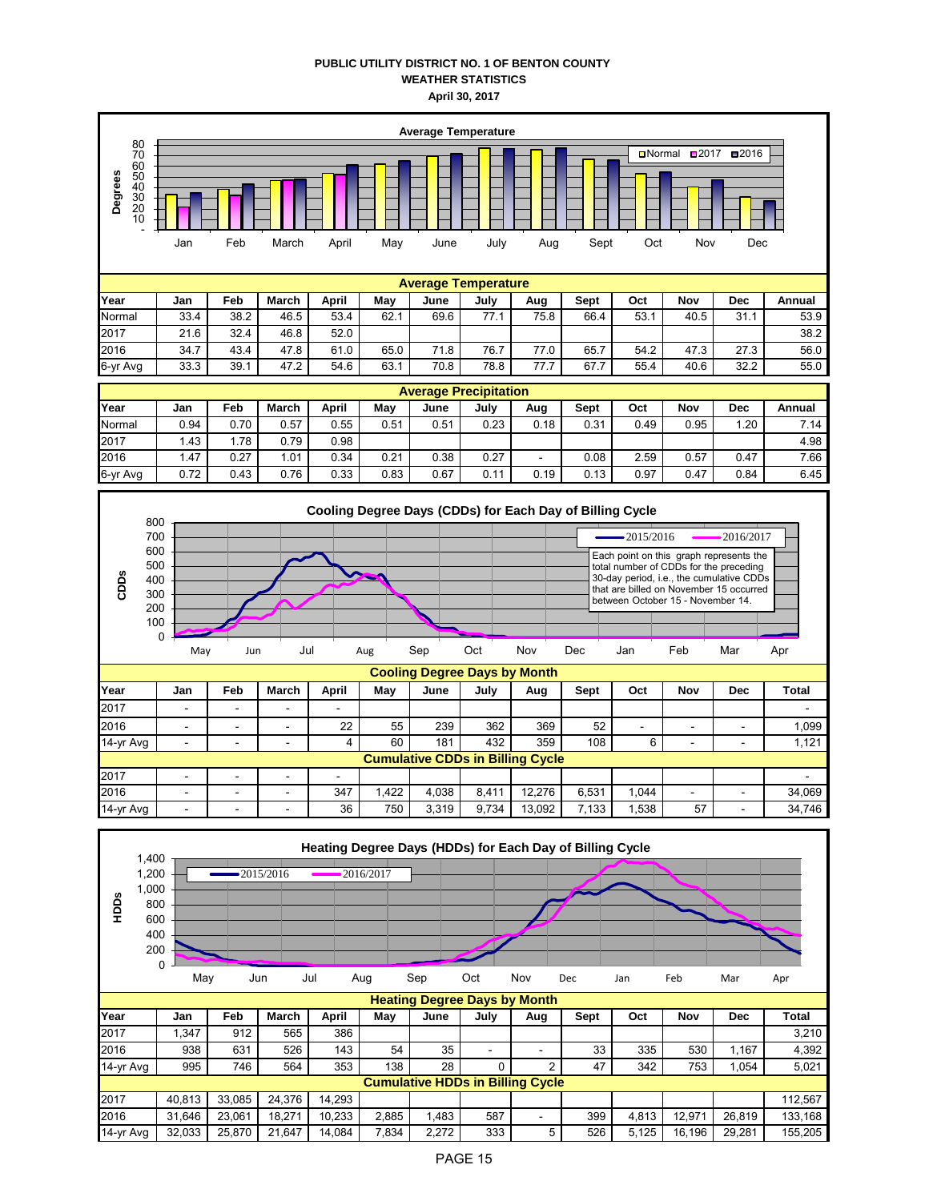# PUBLIC UTILITY DISTRICT NO. 1 OF BENTON COUNTY
## WEATHER STATISTICS
### April 30, 2017

**Average Temperature**

| Year | Jan | Feb | March | April | May | June | July | Aug | Sept | Oct | Nov | Dec | Annual |
|---|---|---|---|---|---|---|---|---|---|---|---|---|---|
| Normal | 33.4 | 38.2 | 46.5 | 53.4 | 62.1 | 69.6 | 77.1 | 75.8 | 66.4 | 53.1 | 40.5 | 31.1 | 53.9 |
| 2017 | 21.6 | 32.4 | 46.8 | 52.0 | | | | | | | | | 38.2 |
| 2016 | 34.7 | 43.4 | 47.8 | 61.0 | 65.0 | 71.8 | 76.7 | 77.0 | 65.7 | 54.2 | 47.3 | 27.3 | 56.0 |
| 6-yr Avg | 33.3 | 39.1 | 47.2 | 54.6 | 63.1 | 70.8 | 78.8 | 77.7 | 67.7 | 55.4 | 40.6 | 32.2 | 55.0 |

**Average Precipitation**

| Year | Jan | Feb | March | April | May | June | July | Aug | Sept | Oct | Nov | Dec | Annual |
|---|---|---|---|---|---|---|---|---|---|---|---|---|---|
| Normal | 0.94 | 0.70 | 0.57 | 0.55 | 0.51 | 0.51 | 0.23 | 0.18 | 0.31 | 0.49 | 0.95 | 1.20 | 7.14 |
| 2017 | 1.43 | 1.78 | 0.79 | 0.98 | | | | | | | | | 4.98 |
| 2016 | 1.47 | 0.27 | 1.01 | 0.34 | 0.21 | 0.38 | 0.27 | - | 0.08 | 2.59 | 0.57 | 0.47 | 7.66 |
| 6-yr Avg | 0.72 | 0.43 | 0.76 | 0.33 | 0.83 | 0.67 | 0.11 | 0.19 | 0.13 | 0.97 | 0.47 | 0.84 | 6.45 |

**Cooling Degree Days (CDDs) for Each Day of Billing Cycle**

Each point on this graph represents the total number of CDDs for the preceding 30-day period, i.e., the cumulative CDDs that are billed on November 15 occurred between October 15 - November 14.

**Cooling Degree Days by Month**

| Year | Jan | Feb | March | April | May | June | July | Aug | Sept | Oct | Nov | Dec | Total |
|---|---|---|---|---|---|---|---|---|---|---|---|---|---|
| 2017 | - | - | - | - | | | | | | | | | - |
| 2016 | - | - | - | 22 | 55 | 239 | 362 | 369 | 52 | - | - | - | 1,099 |
| 14-yr Avg | - | - | - | 4 | 60 | 181 | 432 | 359 | 108 | 6 | - | - | 1,121 |
| **Cumulative CDDs in Billing Cycle** | | | | | | | | | | | | | |
| 2017 | - | - | - | - | | | | | | | | | - |
| 2016 | - | - | - | 347 | 1,422 | 4,038 | 8,411 | 12,276 | 6,531 | 1,044 | - | - | 34,069 |
| 14-yr Avg | - | - | - | 36 | 750 | 3,319 | 9,734 | 13,092 | 7,133 | 1,538 | 57 | - | 34,746 |

**Heating Degree Days (HDDs) for Each Day of Billing Cycle**

**Heating Degree Days by Month**

| Year | Jan | Feb | March | April | May | June | July | Aug | Sept | Oct | Nov | Dec | Total |
|---|---|---|---|---|---|---|---|---|---|---|---|---|---|
| 2017 | 1,347 | 912 | 565 | 386 | | | | | | | | | 3,210 |
| 2016 | 938 | 631 | 526 | 143 | 54 | 35 | - | - | 33 | 335 | 530 | 1,167 | 4,392 |
| 14-yr Avg | 995 | 746 | 564 | 353 | 138 | 28 | 0 | 2 | 47 | 342 | 753 | 1,054 | 5,021 |
| **Cumulative HDDs in Billing Cycle** | | | | | | | | | | | | | |
| 2017 | 40,813 | 33,085 | 24,376 | 14,293 | | | | | | | | | 112,567 |
| 2016 | 31,646 | 23,061 | 18,271 | 10,233 | 2,885 | 1,483 | 587 | - | 399 | 4,813 | 12,971 | 26,819 | 133,168 |
| 14-yr Avg | 32,033 | 25,870 | 21,647 | 14,084 | 7,834 | 2,272 | 333 | 5 | 526 | 5,125 | 16,196 | 29,281 | 155,205 |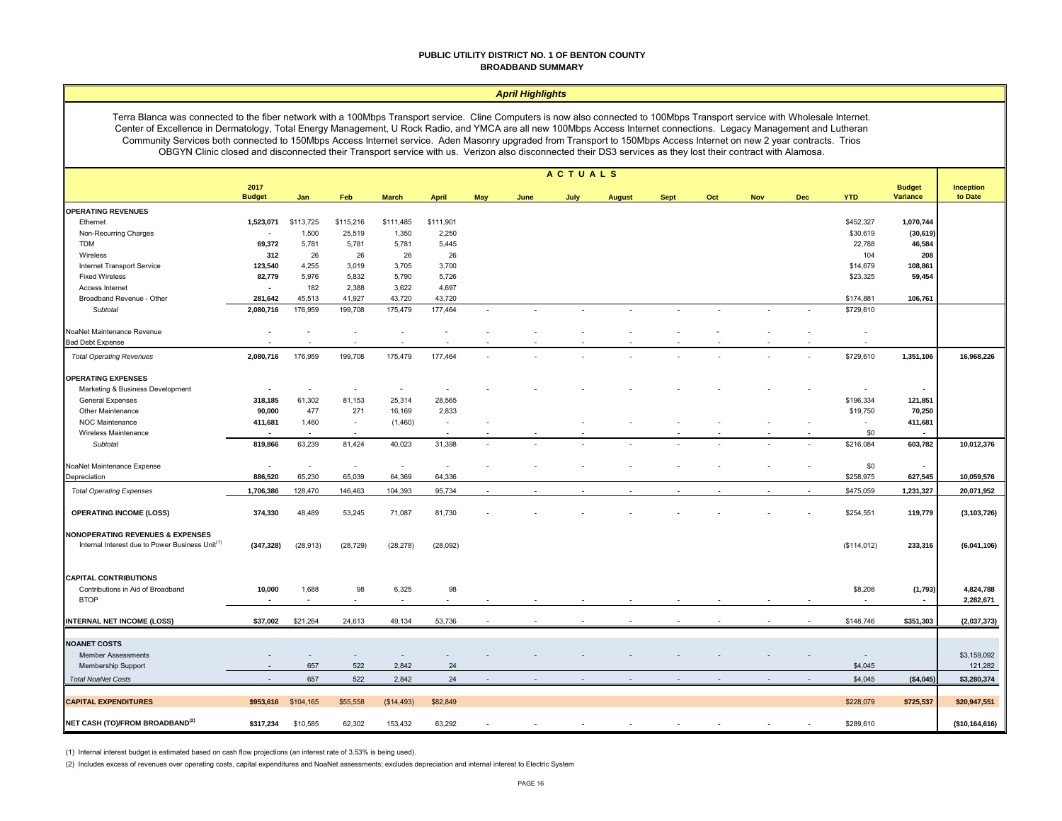# PUBLIC UTILITY DISTRICT NO. 1 OF BENTON COUNTY
## BROADBAND SUMMARY

### *April Highlights*

Terra Blanca was connected to the fiber network with a 100Mbps Transport service. Cline Computers is now also connected to 100Mbps Transport service with Wholesale Internet. Center of Excellence in Dermatology, Total Energy Management, U Rock Radio, and YMCA are all new 100Mbps Access Internet connections. Legacy Management and Lutheran Community Services both connected to 150Mbps Access Internet service. Aden Masonry upgraded from Transport to 150Mbps Access Internet on new 2 year contracts. Trios OBGYN Clinic closed and disconnected their Transport service with us. Verizon also disconnected their DS3 services as they lost their contract with Alamosa.

| | | ACTUALS | | | | | | | | | | | | | | |
|---|---|---|---|---|---|---|---|---|---|---|---|---|---|---|---|---|
| | 2017 Budget | Jan | Feb | March | April | May | June | July | August | Sept | Oct | Nov | Dec | YTD | Budget Variance | Inception to Date |
| **OPERATING REVENUES** | | | | | | | | | | | | | | | | |
| Ethernet | **1,523,071** | $113,725 | $115,216 | $111,485 | $111,901 | | | | | | | | | $452,327 | **1,070,744** | |
| Non-Recurring Charges | **-** | 1,500 | 25,519 | 1,350 | 2,250 | | | | | | | | | $30,619 | **(30,619)** | |
| TDM | **69,372** | 5,781 | 5,781 | 5,781 | 5,445 | | | | | | | | | 22,788 | **46,584** | |
| Wireless | **312** | 26 | 26 | 26 | 26 | | | | | | | | | 104 | **208** | |
| Internet Transport Service | **123,540** | 4,255 | 3,019 | 3,705 | 3,700 | | | | | | | | | $14,679 | **108,861** | |
| Fixed Wireless | **82,779** | 5,976 | 5,832 | 5,790 | 5,726 | | | | | | | | | $23,325 | **59,454** | |
| Access Internet | **-** | 182 | 2,388 | 3,622 | 4,697 | | | | | | | | | | | |
| Broadband Revenue - Other | **281,642** | 45,513 | 41,927 | 43,720 | 43,720 | | | | | | | | | $174,881 | **106,761** | |
| *Subtotal* | **2,080,716** | 176,959 | 199,708 | 175,479 | 177,464 | - | - | - | - | - | - | - | - | $729,610 | | |
| NoaNet Maintenance Revenue | **-** | - | - | - | - | - | - | - | - | - | - | - | - | - | | |
| Bad Debt Expense | **-** | - | - | - | - | - | - | - | - | - | - | - | - | - | | |
| *Total Operating Revenues* | **2,080,716** | 176,959 | 199,708 | 175,479 | 177,464 | - | - | - | - | - | - | - | - | $729,610 | **1,351,106** | **16,968,226** |
| **OPERATING EXPENSES** | | | | | | | | | | | | | | | | |
| Marketing & Business Development | **-** | - | - | - | - | - | - | - | - | - | - | - | - | - | **-** | |
| General Expenses | **318,185** | 61,302 | 81,153 | 25,314 | 28,565 | | | | | | | | | $196,334 | **121,851** | |
| Other Maintenance | **90,000** | 477 | 271 | 16,169 | 2,833 | | | | | | | | | $19,750 | **70,250** | |
| NOC Maintenance | **411,681** | 1,460 | - | (1,460) | - | - | - | - | - | - | - | - | - | - | **411,681** | |
| Wireless Maintenance | **-** | - | - | - | - | - | - | - | - | - | - | - | - | $0 | **-** | |
| *Subtotal* | **819,866** | 63,239 | 81,424 | 40,023 | 31,398 | - | - | - | - | - | - | - | - | $216,084 | **603,782** | **10,012,376** |
| NoaNet Maintenance Expense | **-** | - | - | - | - | - | - | - | - | - | - | - | - | $0 | **-** | |
| Depreciation | **886,520** | 65,230 | 65,039 | 64,369 | 64,336 | | | | | | | | | $258,975 | **627,545** | **10,059,576** |
| *Total Operating Expenses* | **1,706,386** | 128,470 | 146,463 | 104,393 | 95,734 | - | - | - | - | - | - | - | - | $475,059 | **1,231,327** | **20,071,952** |
| **OPERATING INCOME (LOSS)** | **374,330** | 48,489 | 53,245 | 71,087 | 81,730 | - | - | - | - | - | - | - | - | $254,551 | **119,779** | **(3,103,726)** |
| **NONOPERATING REVENUES & EXPENSES** | | | | | | | | | | | | | | | | |
| Internal Interest due to Power Business Unit[1] | **(347,328)** | (28,913) | (28,729) | (28,278) | (28,092) | | | | | | | | | ($114,012) | **233,316** | **(6,041,106)** |
| **CAPITAL CONTRIBUTIONS** | | | | | | | | | | | | | | | | |
| Contributions in Aid of Broadband | **10,000** | 1,688 | 98 | 6,325 | 98 | | | | | | | | | $8,208 | **(1,793)** | **4,824,788** |
| BTOP | **-** | - | - | - | - | - | - | - | - | - | - | - | - | - | **-** | **2,282,671** |
| **INTERNAL NET INCOME (LOSS)** | **$37,002** | $21,264 | 24,613 | 49,134 | 53,736 | - | - | - | - | - | - | - | - | $148,746 | **$351,303** | **(2,037,373)** |
| **NOANET COSTS** | | | | | | | | | | | | | | | | |
| Member Assessments | **-** | - | - | - | - | - | - | - | - | - | - | - | - | - | | $3,159,092 |
| Membership Support | **-** | 657 | 522 | 2,842 | 24 | | | | | | | | | $4,045 | | 121,282 |
| *Total NoaNet Costs* | **-** | 657 | 522 | 2,842 | 24 | - | - | - | - | - | - | - | - | $4,045 | **($4,045)** | **$3,280,374** |
| **CAPITAL EXPENDITURES** | **$953,616** | **$104,165** | **$55,558** | **($14,493)** | **$82,849** | | | | | | | | | **$228,079** | **$725,537** | **$20,947,551** |
| **NET CASH (TO)/FROM BROADBAND[2]** | **$317,234** | $10,585 | 62,302 | 153,432 | 63,292 | - | - | - | - | - | - | - | - | $289,610 | | **($10,164,616)** |

(1) Internal interest budget is estimated based on cash flow projections (an interest rate of 3.53% is being used).

(2) Includes excess of revenues over operating costs, capital expenditures and NoaNet assessments; excludes depreciation and internal interest to Electric System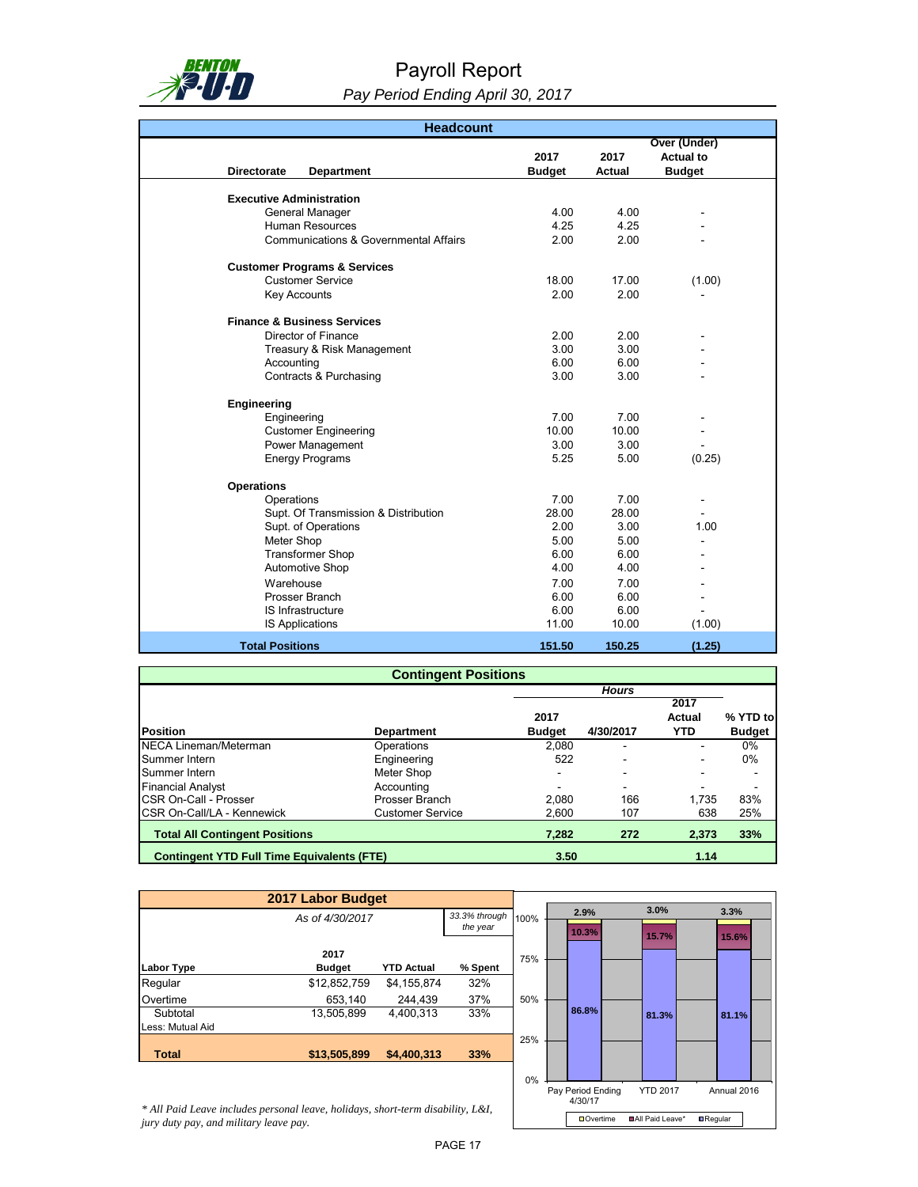# Payroll Report

*Pay Period Ending April 30, 2017*

## Headcount

| Directorate / Department | 2017 Budget | 2017 Actual | Over (Under) Actual to Budget |
|---|---|---|---|
| **Executive Administration** | | | |
| General Manager | 4.00 | 4.00 | - |
| Human Resources | 4.25 | 4.25 | - |
| Communications & Governmental Affairs | 2.00 | 2.00 | - |
| **Customer Programs & Services** | | | |
| Customer Service | 18.00 | 17.00 | (1.00) |
| Key Accounts | 2.00 | 2.00 | - |
| **Finance & Business Services** | | | |
| Director of Finance | 2.00 | 2.00 | - |
| Treasury & Risk Management | 3.00 | 3.00 | - |
| Accounting | 6.00 | 6.00 | - |
| Contracts & Purchasing | 3.00 | 3.00 | - |
| **Engineering** | | | |
| Engineering | 7.00 | 7.00 | - |
| Customer Engineering | 10.00 | 10.00 | - |
| Power Management | 3.00 | 3.00 | - |
| Energy Programs | 5.25 | 5.00 | (0.25) |
| **Operations** | | | |
| Operations | 7.00 | 7.00 | - |
| Supt. Of Transmission & Distribution | 28.00 | 28.00 | - |
| Supt. of Operations | 2.00 | 3.00 | 1.00 |
| Meter Shop | 5.00 | 5.00 | - |
| Transformer Shop | 6.00 | 6.00 | - |
| Automotive Shop | 4.00 | 4.00 | - |
| Warehouse | 7.00 | 7.00 | - |
| Prosser Branch | 6.00 | 6.00 | - |
| IS Infrastructure | 6.00 | 6.00 | - |
| IS Applications | 11.00 | 10.00 | (1.00) |
| **Total Positions** | **151.50** | **150.25** | **(1.25)** |

## Contingent Positions

| Position | Department | Hours: 2017 Budget | Hours: 4/30/2017 | Hours: 2017 Actual YTD | % YTD to Budget |
|---|---|---|---|---|---|
| NECA Lineman/Meterman | Operations | 2,080 | - | - | 0% |
| Summer Intern | Engineering | 522 | - | - | 0% |
| Summer Intern | Meter Shop | - | - | - | - |
| Financial Analyst | Accounting | - | - | - | - |
| CSR On-Call - Prosser | Prosser Branch | 2,080 | 166 | 1,735 | 83% |
| CSR On-Call/LA - Kennewick | Customer Service | 2,600 | 107 | 638 | 25% |
| **Total All Contingent Positions** | | **7,282** | **272** | **2,373** | **33%** |
| **Contingent YTD Full Time Equivalents (FTE)** | | **3.50** | | **1.14** | |

## 2017 Labor Budget

*As of 4/30/2017* — *33.3% through the year*

| Labor Type | 2017 Budget | YTD Actual | % Spent |
|---|---|---|---|
| Regular | $12,852,759 | $4,155,874 | 32% |
| Overtime | 653,140 | 244,439 | 37% |
| Subtotal | 13,505,899 | 4,400,313 | 33% |
| Less: Mutual Aid | | | |
| **Total** | **$13,505,899** | **$4,400,313** | **33%** |

Pay Period Ending 4/30/17: 2.9% / 10.3% / 86.8%
YTD 2017: 3.0% / 15.7% / 81.3%
Annual 2016: 3.3% / 15.6% / 81.1%
100%, 75%, 50%, 25%, 0%
Overtime, All Paid Leave*, Regular

*\* All Paid Leave includes personal leave, holidays, short-term disability, L&I, jury duty pay, and military leave pay.*